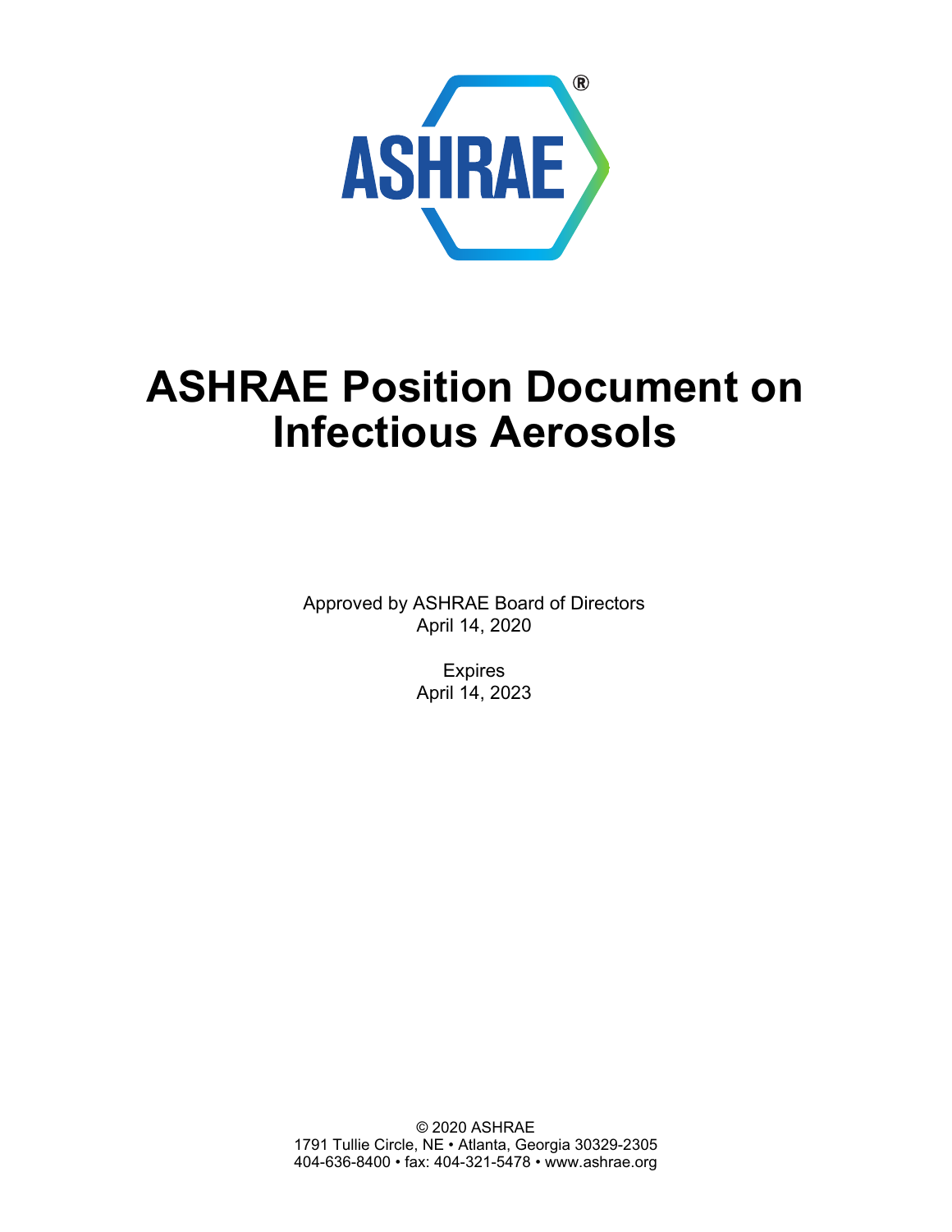ASHRAE®

# ASHRAE Position Document on Infectious Aerosols

Approved by ASHRAE Board of Directors
April 14, 2020

Expires
April 14, 2023

© 2020 ASHRAE
1791 Tullie Circle, NE • Atlanta, Georgia 30329-2305
404-636-8400 • fax: 404-321-5478 • www.ashrae.org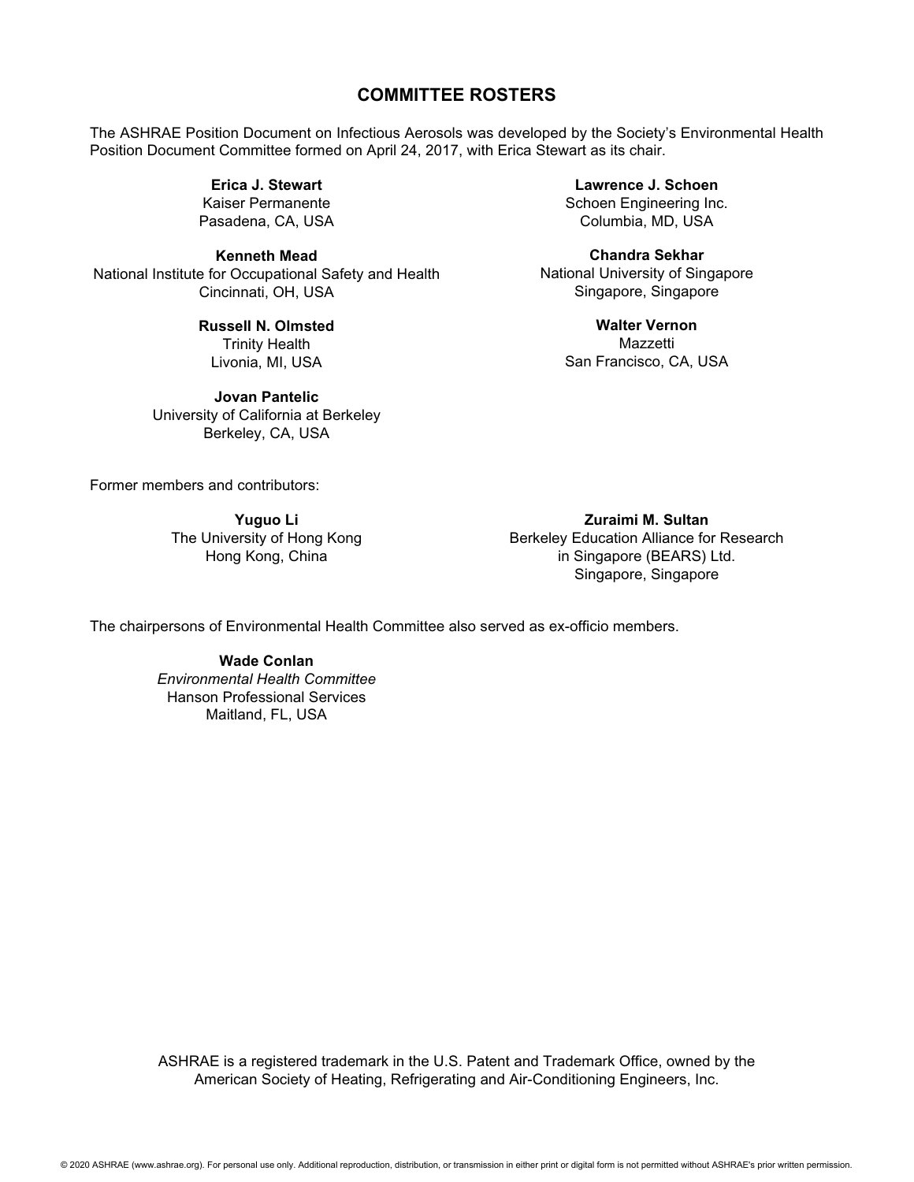## COMMITTEE ROSTERS

The ASHRAE Position Document on Infectious Aerosols was developed by the Society's Environmental Health Position Document Committee formed on April 24, 2017, with Erica Stewart as its chair.

**Erica J. Stewart**
Kaiser Permanente
Pasadena, CA, USA

**Kenneth Mead**
National Institute for Occupational Safety and Health
Cincinnati, OH, USA

**Russell N. Olmsted**
Trinity Health
Livonia, MI, USA

**Jovan Pantelic**
University of California at Berkeley
Berkeley, CA, USA

**Lawrence J. Schoen**
Schoen Engineering Inc.
Columbia, MD, USA

**Chandra Sekhar**
National University of Singapore
Singapore, Singapore

**Walter Vernon**
Mazzetti
San Francisco, CA, USA

Former members and contributors:

**Yuguo Li**
The University of Hong Kong
Hong Kong, China

**Zuraimi M. Sultan**
Berkeley Education Alliance for Research in Singapore (BEARS) Ltd.
Singapore, Singapore

The chairpersons of Environmental Health Committee also served as ex-officio members.

**Wade Conlan**
*Environmental Health Committee*
Hanson Professional Services
Maitland, FL, USA

ASHRAE is a registered trademark in the U.S. Patent and Trademark Office, owned by the American Society of Heating, Refrigerating and Air-Conditioning Engineers, Inc.

© 2020 ASHRAE (www.ashrae.org). For personal use only. Additional reproduction, distribution, or transmission in either print or digital form is not permitted without ASHRAE's prior written permission.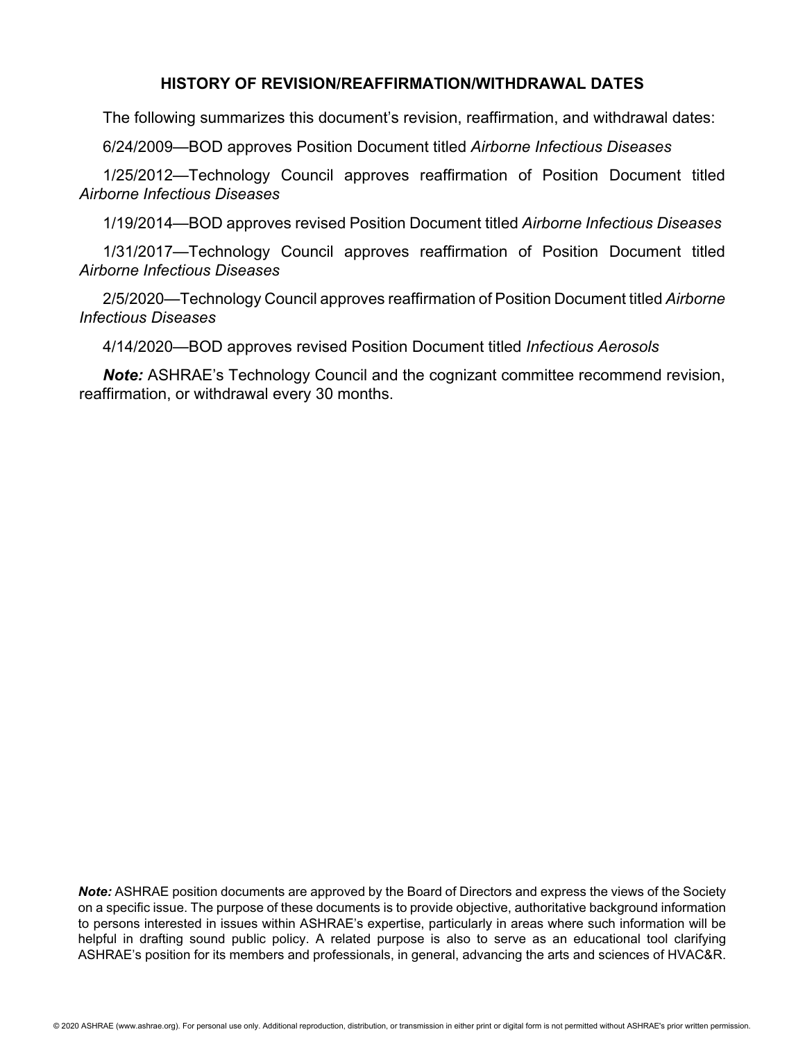## HISTORY OF REVISION/REAFFIRMATION/WITHDRAWAL DATES

The following summarizes this document's revision, reaffirmation, and withdrawal dates:

6/24/2009—BOD approves Position Document titled *Airborne Infectious Diseases*

1/25/2012—Technology Council approves reaffirmation of Position Document titled *Airborne Infectious Diseases*

1/19/2014—BOD approves revised Position Document titled *Airborne Infectious Diseases*

1/31/2017—Technology Council approves reaffirmation of Position Document titled *Airborne Infectious Diseases*

2/5/2020—Technology Council approves reaffirmation of Position Document titled *Airborne Infectious Diseases*

4/14/2020—BOD approves revised Position Document titled *Infectious Aerosols*

***Note:*** ASHRAE's Technology Council and the cognizant committee recommend revision, reaffirmation, or withdrawal every 30 months.

***Note:*** ASHRAE position documents are approved by the Board of Directors and express the views of the Society on a specific issue. The purpose of these documents is to provide objective, authoritative background information to persons interested in issues within ASHRAE's expertise, particularly in areas where such information will be helpful in drafting sound public policy. A related purpose is also to serve as an educational tool clarifying ASHRAE's position for its members and professionals, in general, advancing the arts and sciences of HVAC&R.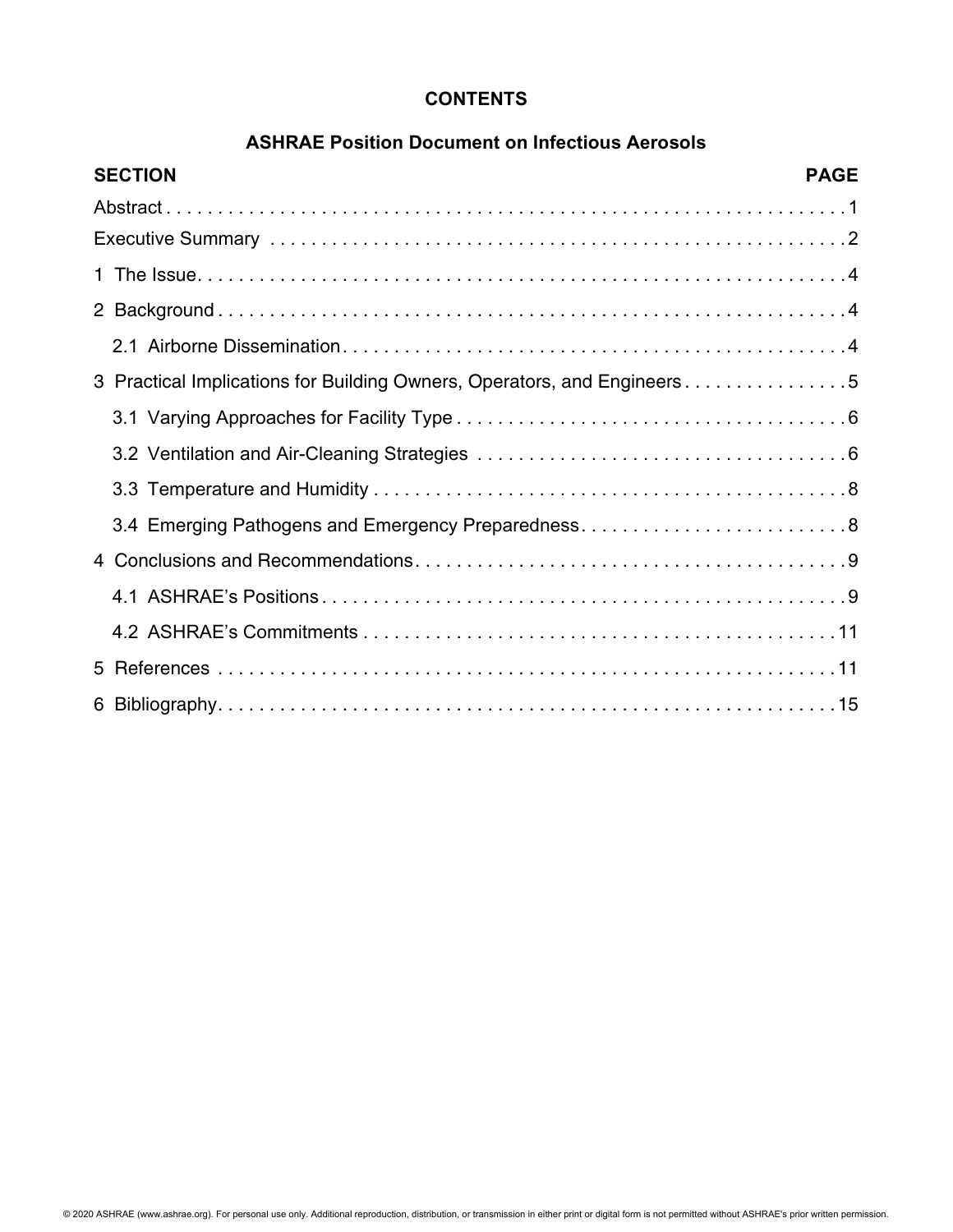# CONTENTS

## ASHRAE Position Document on Infectious Aerosols

| SECTION | PAGE |
| --- | --- |
| Abstract | 1 |
| Executive Summary | 2 |
| 1 The Issue | 4 |
| 2 Background | 4 |
| 2.1 Airborne Dissemination | 4 |
| 3 Practical Implications for Building Owners, Operators, and Engineers | 5 |
| 3.1 Varying Approaches for Facility Type | 6 |
| 3.2 Ventilation and Air-Cleaning Strategies | 6 |
| 3.3 Temperature and Humidity | 8 |
| 3.4 Emerging Pathogens and Emergency Preparedness | 8 |
| 4 Conclusions and Recommendations | 9 |
| 4.1 ASHRAE's Positions | 9 |
| 4.2 ASHRAE's Commitments | 11 |
| 5 References | 11 |
| 6 Bibliography | 15 |

© 2020 ASHRAE (www.ashrae.org). For personal use only. Additional reproduction, distribution, or transmission in either print or digital form is not permitted without ASHRAE's prior written permission.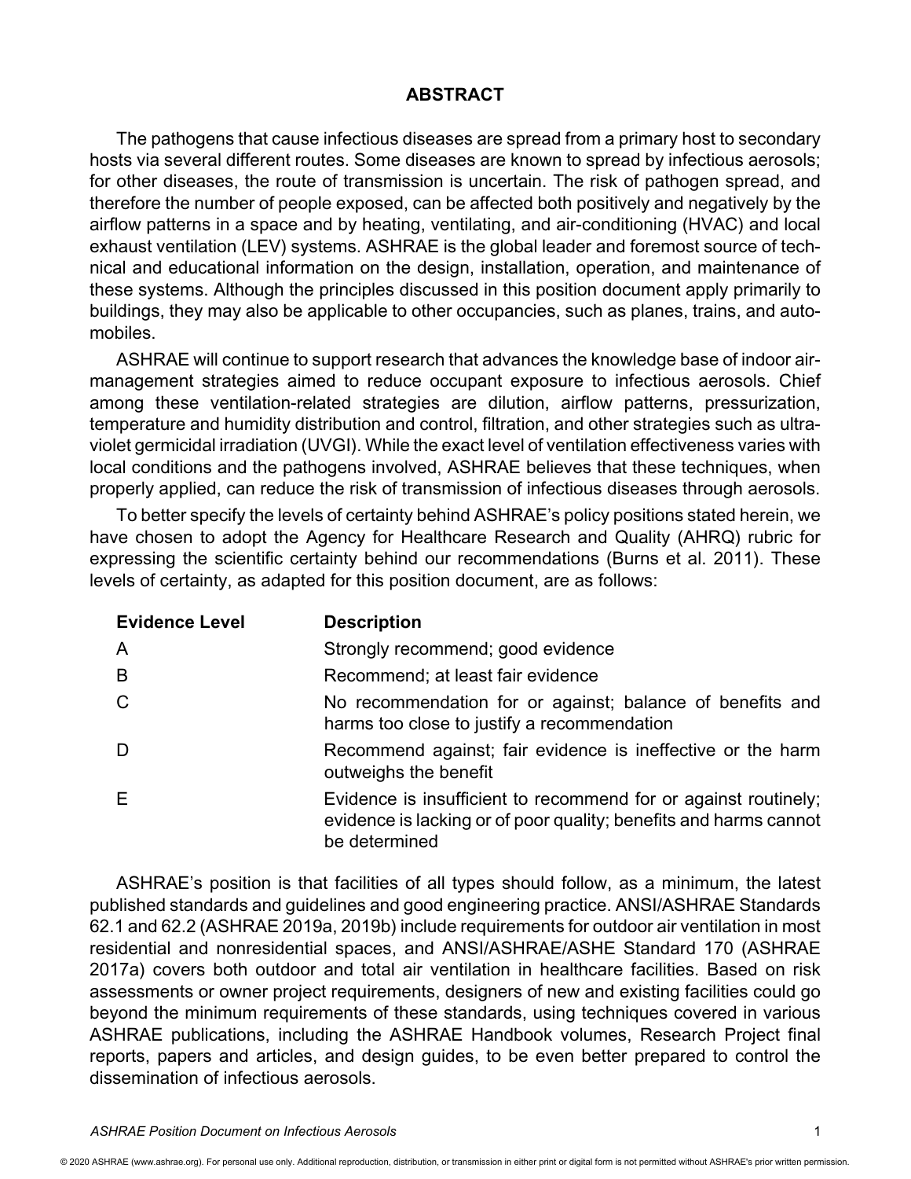## ABSTRACT

The pathogens that cause infectious diseases are spread from a primary host to secondary hosts via several different routes. Some diseases are known to spread by infectious aerosols; for other diseases, the route of transmission is uncertain. The risk of pathogen spread, and therefore the number of people exposed, can be affected both positively and negatively by the airflow patterns in a space and by heating, ventilating, and air-conditioning (HVAC) and local exhaust ventilation (LEV) systems. ASHRAE is the global leader and foremost source of technical and educational information on the design, installation, operation, and maintenance of these systems. Although the principles discussed in this position document apply primarily to buildings, they may also be applicable to other occupancies, such as planes, trains, and automobiles.

ASHRAE will continue to support research that advances the knowledge base of indoor air-management strategies aimed to reduce occupant exposure to infectious aerosols. Chief among these ventilation-related strategies are dilution, airflow patterns, pressurization, temperature and humidity distribution and control, filtration, and other strategies such as ultraviolet germicidal irradiation (UVGI). While the exact level of ventilation effectiveness varies with local conditions and the pathogens involved, ASHRAE believes that these techniques, when properly applied, can reduce the risk of transmission of infectious diseases through aerosols.

To better specify the levels of certainty behind ASHRAE's policy positions stated herein, we have chosen to adopt the Agency for Healthcare Research and Quality (AHRQ) rubric for expressing the scientific certainty behind our recommendations (Burns et al. 2011). These levels of certainty, as adapted for this position document, are as follows:

| Evidence Level | Description |
|---|---|
| A | Strongly recommend; good evidence |
| B | Recommend; at least fair evidence |
| C | No recommendation for or against; balance of benefits and harms too close to justify a recommendation |
| D | Recommend against; fair evidence is ineffective or the harm outweighs the benefit |
| E | Evidence is insufficient to recommend for or against routinely; evidence is lacking or of poor quality; benefits and harms cannot be determined |

ASHRAE's position is that facilities of all types should follow, as a minimum, the latest published standards and guidelines and good engineering practice. ANSI/ASHRAE Standards 62.1 and 62.2 (ASHRAE 2019a, 2019b) include requirements for outdoor air ventilation in most residential and nonresidential spaces, and ANSI/ASHRAE/ASHE Standard 170 (ASHRAE 2017a) covers both outdoor and total air ventilation in healthcare facilities. Based on risk assessments or owner project requirements, designers of new and existing facilities could go beyond the minimum requirements of these standards, using techniques covered in various ASHRAE publications, including the ASHRAE Handbook volumes, Research Project final reports, papers and articles, and design guides, to be even better prepared to control the dissemination of infectious aerosols.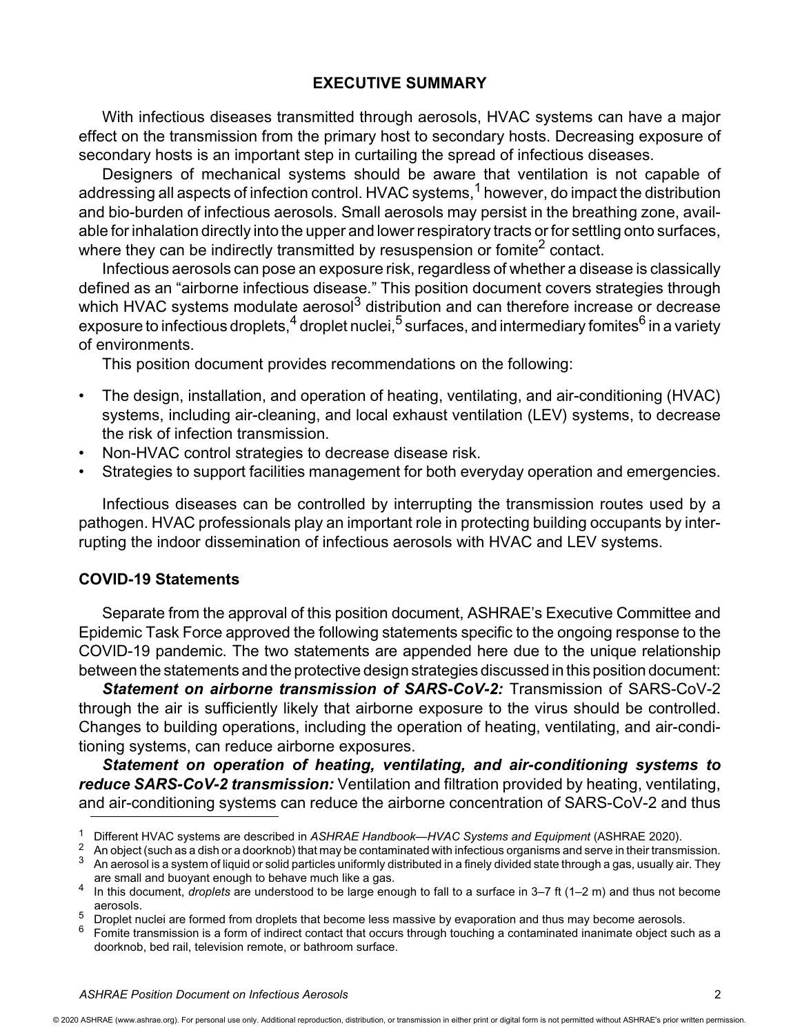## EXECUTIVE SUMMARY

With infectious diseases transmitted through aerosols, HVAC systems can have a major effect on the transmission from the primary host to secondary hosts. Decreasing exposure of secondary hosts is an important step in curtailing the spread of infectious diseases.

Designers of mechanical systems should be aware that ventilation is not capable of addressing all aspects of infection control. HVAC systems,[1] however, do impact the distribution and bio-burden of infectious aerosols. Small aerosols may persist in the breathing zone, available for inhalation directly into the upper and lower respiratory tracts or for settling onto surfaces, where they can be indirectly transmitted by resuspension or fomite[2] contact.

Infectious aerosols can pose an exposure risk, regardless of whether a disease is classically defined as an "airborne infectious disease." This position document covers strategies through which HVAC systems modulate aerosol[3] distribution and can therefore increase or decrease exposure to infectious droplets,[4] droplet nuclei,[5] surfaces, and intermediary fomites[6] in a variety of environments.

This position document provides recommendations on the following:

- The design, installation, and operation of heating, ventilating, and air-conditioning (HVAC) systems, including air-cleaning, and local exhaust ventilation (LEV) systems, to decrease the risk of infection transmission.
- Non-HVAC control strategies to decrease disease risk.
- Strategies to support facilities management for both everyday operation and emergencies.

Infectious diseases can be controlled by interrupting the transmission routes used by a pathogen. HVAC professionals play an important role in protecting building occupants by interrupting the indoor dissemination of infectious aerosols with HVAC and LEV systems.

### COVID-19 Statements

Separate from the approval of this position document, ASHRAE's Executive Committee and Epidemic Task Force approved the following statements specific to the ongoing response to the COVID-19 pandemic. The two statements are appended here due to the unique relationship between the statements and the protective design strategies discussed in this position document:

***Statement on airborne transmission of SARS-CoV-2:*** Transmission of SARS-CoV-2 through the air is sufficiently likely that airborne exposure to the virus should be controlled. Changes to building operations, including the operation of heating, ventilating, and air-conditioning systems, can reduce airborne exposures.

***Statement on operation of heating, ventilating, and air-conditioning systems to reduce SARS-CoV-2 transmission:*** Ventilation and filtration provided by heating, ventilating, and air-conditioning systems can reduce the airborne concentration of SARS-CoV-2 and thus

---

[1] Different HVAC systems are described in *ASHRAE Handbook—HVAC Systems and Equipment* (ASHRAE 2020).

[2] An object (such as a dish or a doorknob) that may be contaminated with infectious organisms and serve in their transmission.

[3] An aerosol is a system of liquid or solid particles uniformly distributed in a finely divided state through a gas, usually air. They are small and buoyant enough to behave much like a gas.

[4] In this document, *droplets* are understood to be large enough to fall to a surface in 3–7 ft (1–2 m) and thus not become aerosols.

[5] Droplet nuclei are formed from droplets that become less massive by evaporation and thus may become aerosols.

[6] Fomite transmission is a form of indirect contact that occurs through touching a contaminated inanimate object such as a doorknob, bed rail, television remote, or bathroom surface.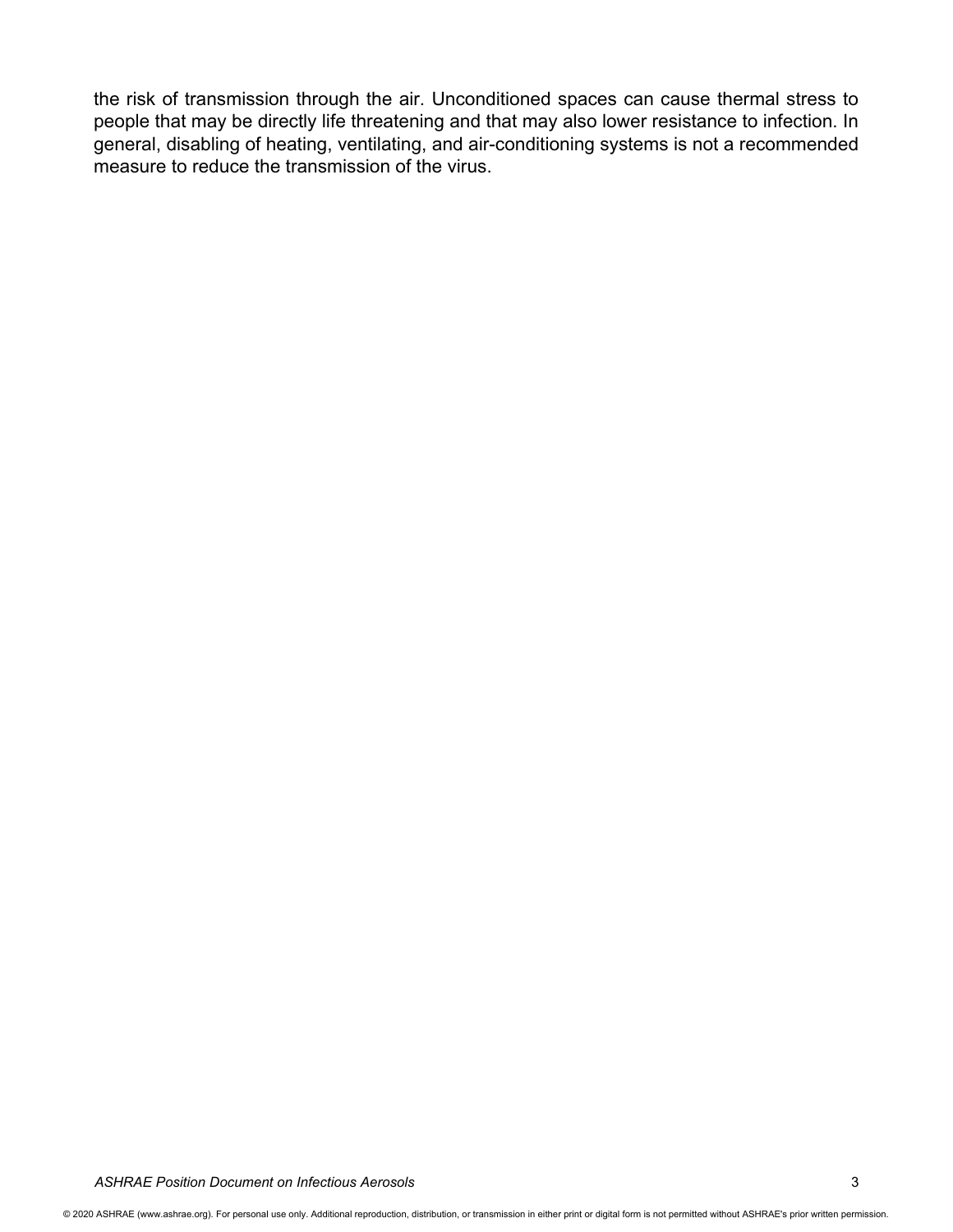the risk of transmission through the air. Unconditioned spaces can cause thermal stress to people that may be directly life threatening and that may also lower resistance to infection. In general, disabling of heating, ventilating, and air-conditioning systems is not a recommended measure to reduce the transmission of the virus.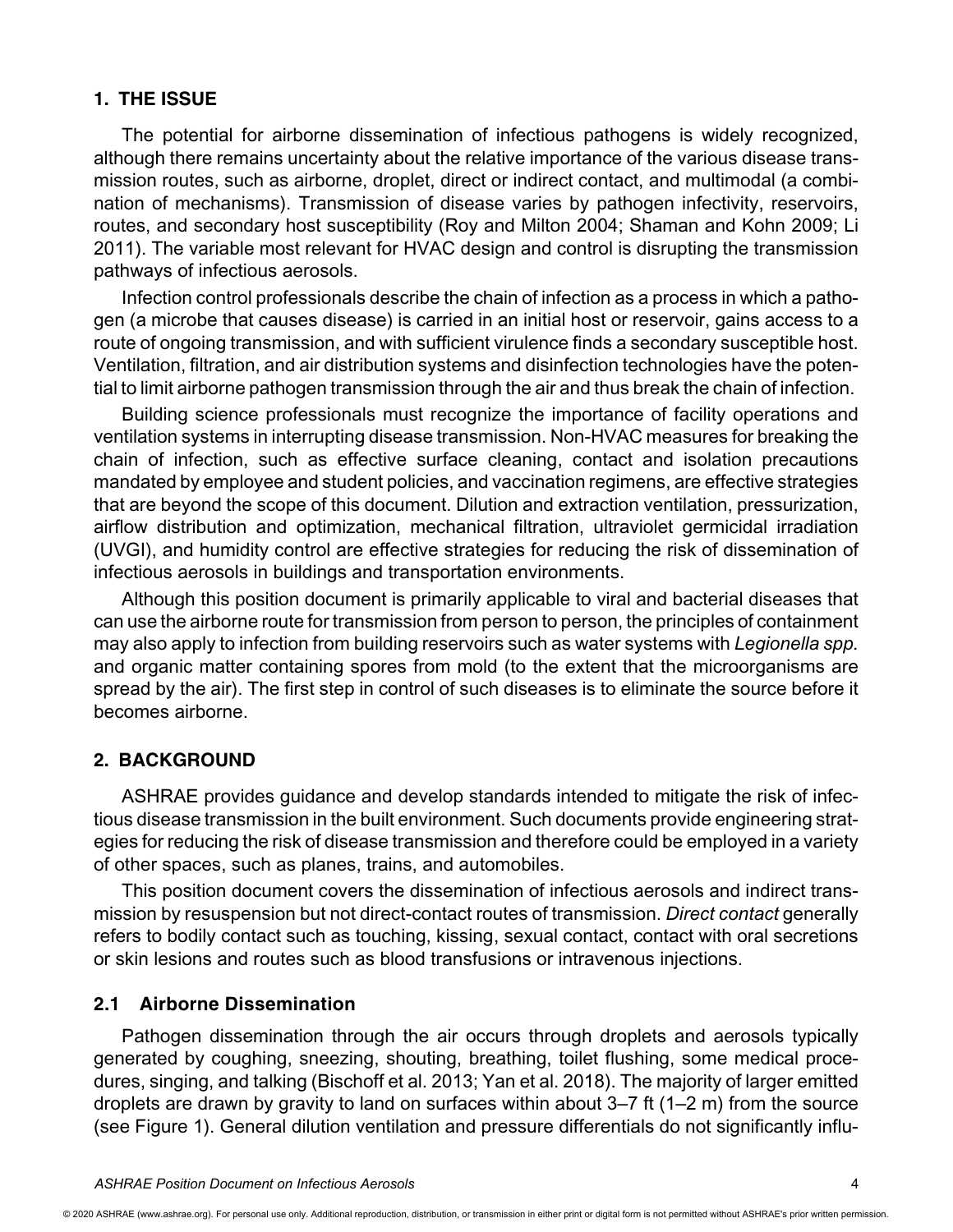## 1. THE ISSUE

The potential for airborne dissemination of infectious pathogens is widely recognized, although there remains uncertainty about the relative importance of the various disease transmission routes, such as airborne, droplet, direct or indirect contact, and multimodal (a combination of mechanisms). Transmission of disease varies by pathogen infectivity, reservoirs, routes, and secondary host susceptibility (Roy and Milton 2004; Shaman and Kohn 2009; Li 2011). The variable most relevant for HVAC design and control is disrupting the transmission pathways of infectious aerosols.

Infection control professionals describe the chain of infection as a process in which a pathogen (a microbe that causes disease) is carried in an initial host or reservoir, gains access to a route of ongoing transmission, and with sufficient virulence finds a secondary susceptible host. Ventilation, filtration, and air distribution systems and disinfection technologies have the potential to limit airborne pathogen transmission through the air and thus break the chain of infection.

Building science professionals must recognize the importance of facility operations and ventilation systems in interrupting disease transmission. Non-HVAC measures for breaking the chain of infection, such as effective surface cleaning, contact and isolation precautions mandated by employee and student policies, and vaccination regimens, are effective strategies that are beyond the scope of this document. Dilution and extraction ventilation, pressurization, airflow distribution and optimization, mechanical filtration, ultraviolet germicidal irradiation (UVGI), and humidity control are effective strategies for reducing the risk of dissemination of infectious aerosols in buildings and transportation environments.

Although this position document is primarily applicable to viral and bacterial diseases that can use the airborne route for transmission from person to person, the principles of containment may also apply to infection from building reservoirs such as water systems with *Legionella spp.* and organic matter containing spores from mold (to the extent that the microorganisms are spread by the air). The first step in control of such diseases is to eliminate the source before it becomes airborne.

## 2. BACKGROUND

ASHRAE provides guidance and develop standards intended to mitigate the risk of infectious disease transmission in the built environment. Such documents provide engineering strategies for reducing the risk of disease transmission and therefore could be employed in a variety of other spaces, such as planes, trains, and automobiles.

This position document covers the dissemination of infectious aerosols and indirect transmission by resuspension but not direct-contact routes of transmission. *Direct contact* generally refers to bodily contact such as touching, kissing, sexual contact, contact with oral secretions or skin lesions and routes such as blood transfusions or intravenous injections.

### 2.1 Airborne Dissemination

Pathogen dissemination through the air occurs through droplets and aerosols typically generated by coughing, sneezing, shouting, breathing, toilet flushing, some medical procedures, singing, and talking (Bischoff et al. 2013; Yan et al. 2018). The majority of larger emitted droplets are drawn by gravity to land on surfaces within about 3–7 ft (1–2 m) from the source (see Figure 1). General dilution ventilation and pressure differentials do not significantly influ-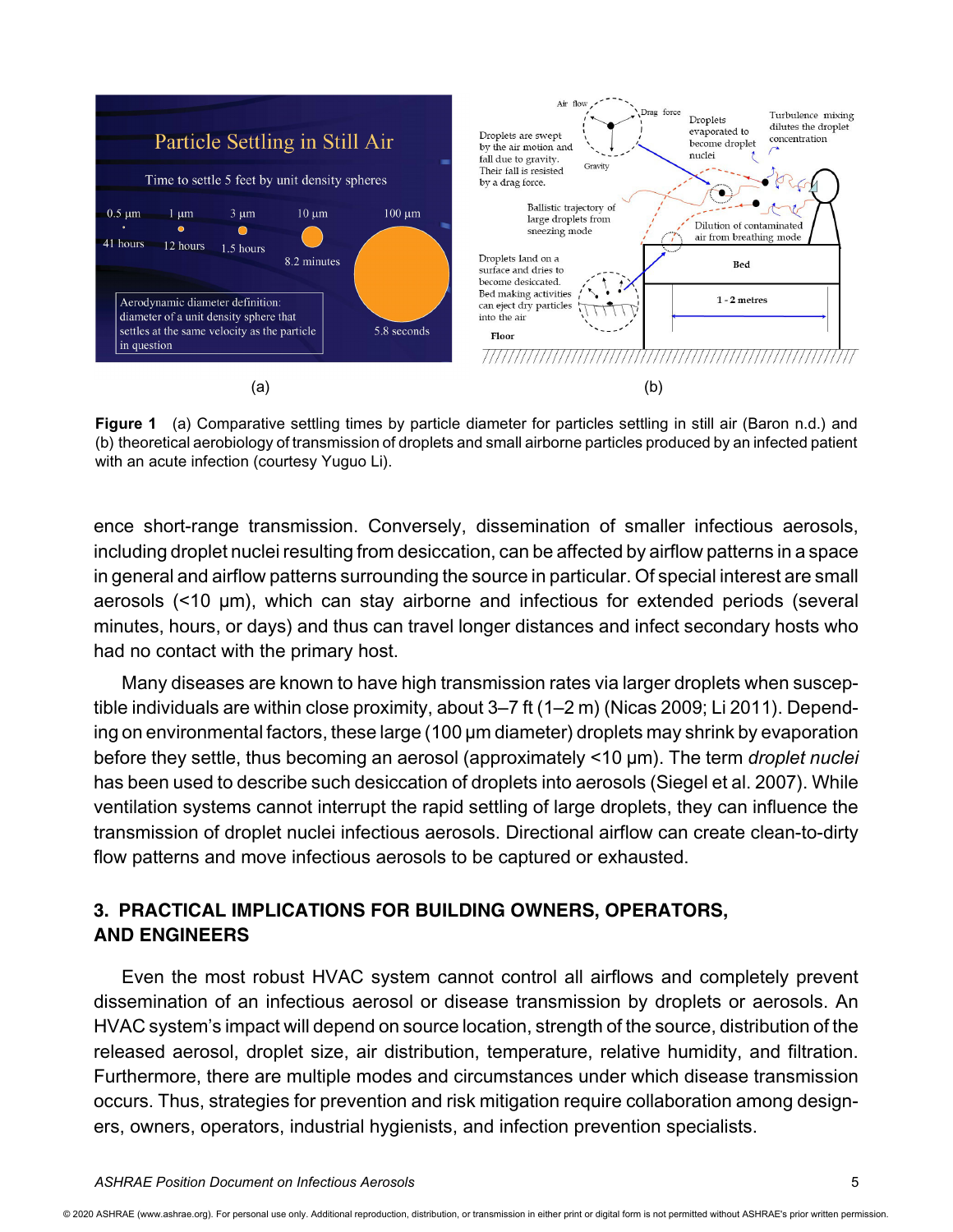**Figure 1** (a) Comparative settling times by particle diameter for particles settling in still air (Baron n.d.) and (b) theoretical aerobiology of transmission of droplets and small airborne particles produced by an infected patient with an acute infection (courtesy Yuguo Li).

ence short-range transmission. Conversely, dissemination of smaller infectious aerosols, including droplet nuclei resulting from desiccation, can be affected by airflow patterns in a space in general and airflow patterns surrounding the source in particular. Of special interest are small aerosols (<10 µm), which can stay airborne and infectious for extended periods (several minutes, hours, or days) and thus can travel longer distances and infect secondary hosts who had no contact with the primary host.

Many diseases are known to have high transmission rates via larger droplets when susceptible individuals are within close proximity, about 3–7 ft (1–2 m) (Nicas 2009; Li 2011). Depending on environmental factors, these large (100 µm diameter) droplets may shrink by evaporation before they settle, thus becoming an aerosol (approximately <10 µm). The term *droplet nuclei* has been used to describe such desiccation of droplets into aerosols (Siegel et al. 2007). While ventilation systems cannot interrupt the rapid settling of large droplets, they can influence the transmission of droplet nuclei infectious aerosols. Directional airflow can create clean-to-dirty flow patterns and move infectious aerosols to be captured or exhausted.

## 3. PRACTICAL IMPLICATIONS FOR BUILDING OWNERS, OPERATORS, AND ENGINEERS

Even the most robust HVAC system cannot control all airflows and completely prevent dissemination of an infectious aerosol or disease transmission by droplets or aerosols. An HVAC system's impact will depend on source location, strength of the source, distribution of the released aerosol, droplet size, air distribution, temperature, relative humidity, and filtration. Furthermore, there are multiple modes and circumstances under which disease transmission occurs. Thus, strategies for prevention and risk mitigation require collaboration among designers, owners, operators, industrial hygienists, and infection prevention specialists.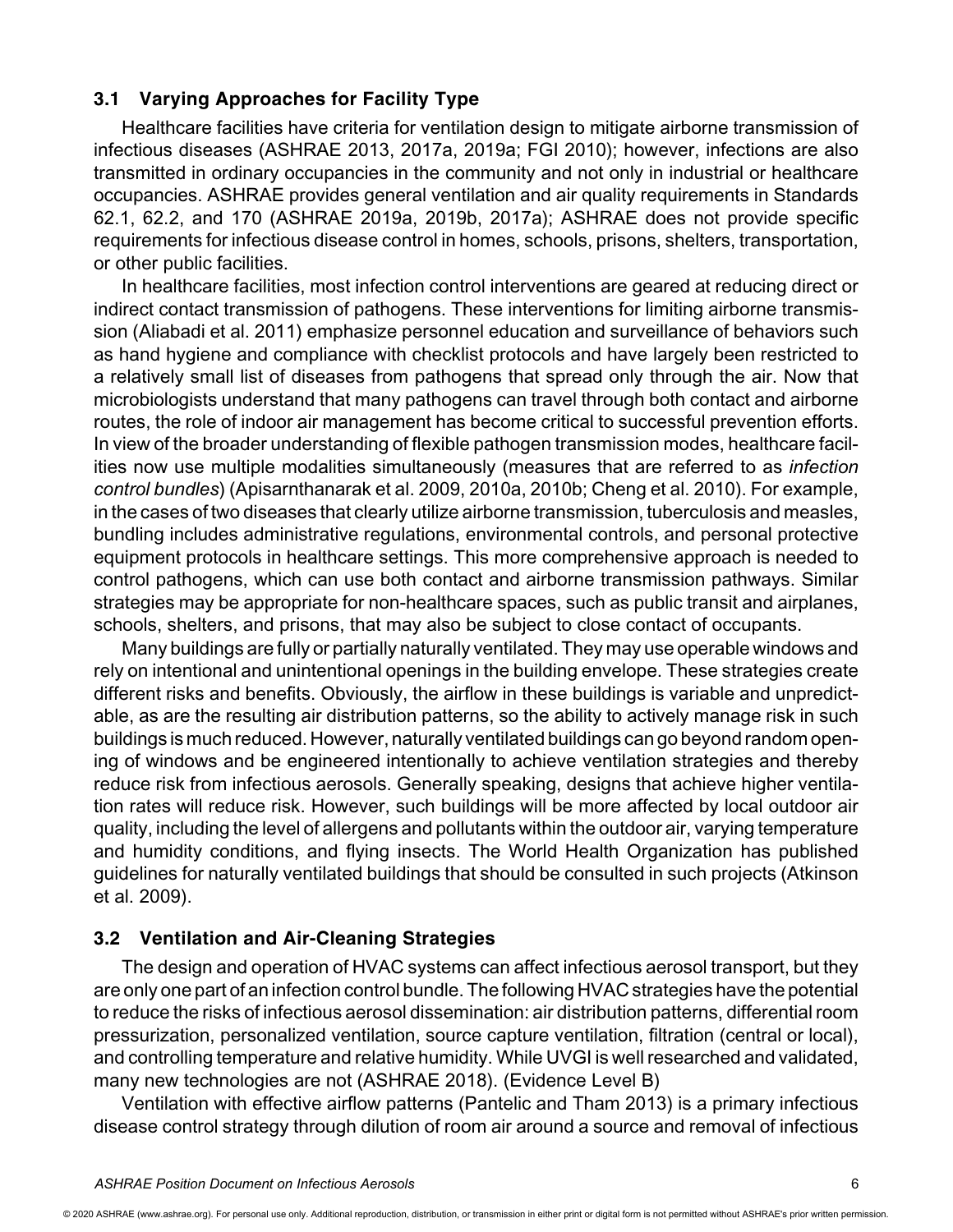### 3.1 Varying Approaches for Facility Type

Healthcare facilities have criteria for ventilation design to mitigate airborne transmission of infectious diseases (ASHRAE 2013, 2017a, 2019a; FGI 2010); however, infections are also transmitted in ordinary occupancies in the community and not only in industrial or healthcare occupancies. ASHRAE provides general ventilation and air quality requirements in Standards 62.1, 62.2, and 170 (ASHRAE 2019a, 2019b, 2017a); ASHRAE does not provide specific requirements for infectious disease control in homes, schools, prisons, shelters, transportation, or other public facilities.

In healthcare facilities, most infection control interventions are geared at reducing direct or indirect contact transmission of pathogens. These interventions for limiting airborne transmission (Aliabadi et al. 2011) emphasize personnel education and surveillance of behaviors such as hand hygiene and compliance with checklist protocols and have largely been restricted to a relatively small list of diseases from pathogens that spread only through the air. Now that microbiologists understand that many pathogens can travel through both contact and airborne routes, the role of indoor air management has become critical to successful prevention efforts. In view of the broader understanding of flexible pathogen transmission modes, healthcare facilities now use multiple modalities simultaneously (measures that are referred to as *infection control bundles*) (Apisarnthanarak et al. 2009, 2010a, 2010b; Cheng et al. 2010). For example, in the cases of two diseases that clearly utilize airborne transmission, tuberculosis and measles, bundling includes administrative regulations, environmental controls, and personal protective equipment protocols in healthcare settings. This more comprehensive approach is needed to control pathogens, which can use both contact and airborne transmission pathways. Similar strategies may be appropriate for non-healthcare spaces, such as public transit and airplanes, schools, shelters, and prisons, that may also be subject to close contact of occupants.

Many buildings are fully or partially naturally ventilated. They may use operable windows and rely on intentional and unintentional openings in the building envelope. These strategies create different risks and benefits. Obviously, the airflow in these buildings is variable and unpredictable, as are the resulting air distribution patterns, so the ability to actively manage risk in such buildings is much reduced. However, naturally ventilated buildings can go beyond random opening of windows and be engineered intentionally to achieve ventilation strategies and thereby reduce risk from infectious aerosols. Generally speaking, designs that achieve higher ventilation rates will reduce risk. However, such buildings will be more affected by local outdoor air quality, including the level of allergens and pollutants within the outdoor air, varying temperature and humidity conditions, and flying insects. The World Health Organization has published guidelines for naturally ventilated buildings that should be consulted in such projects (Atkinson et al. 2009).

### 3.2 Ventilation and Air-Cleaning Strategies

The design and operation of HVAC systems can affect infectious aerosol transport, but they are only one part of an infection control bundle. The following HVAC strategies have the potential to reduce the risks of infectious aerosol dissemination: air distribution patterns, differential room pressurization, personalized ventilation, source capture ventilation, filtration (central or local), and controlling temperature and relative humidity. While UVGI is well researched and validated, many new technologies are not (ASHRAE 2018). (Evidence Level B)

Ventilation with effective airflow patterns (Pantelic and Tham 2013) is a primary infectious disease control strategy through dilution of room air around a source and removal of infectious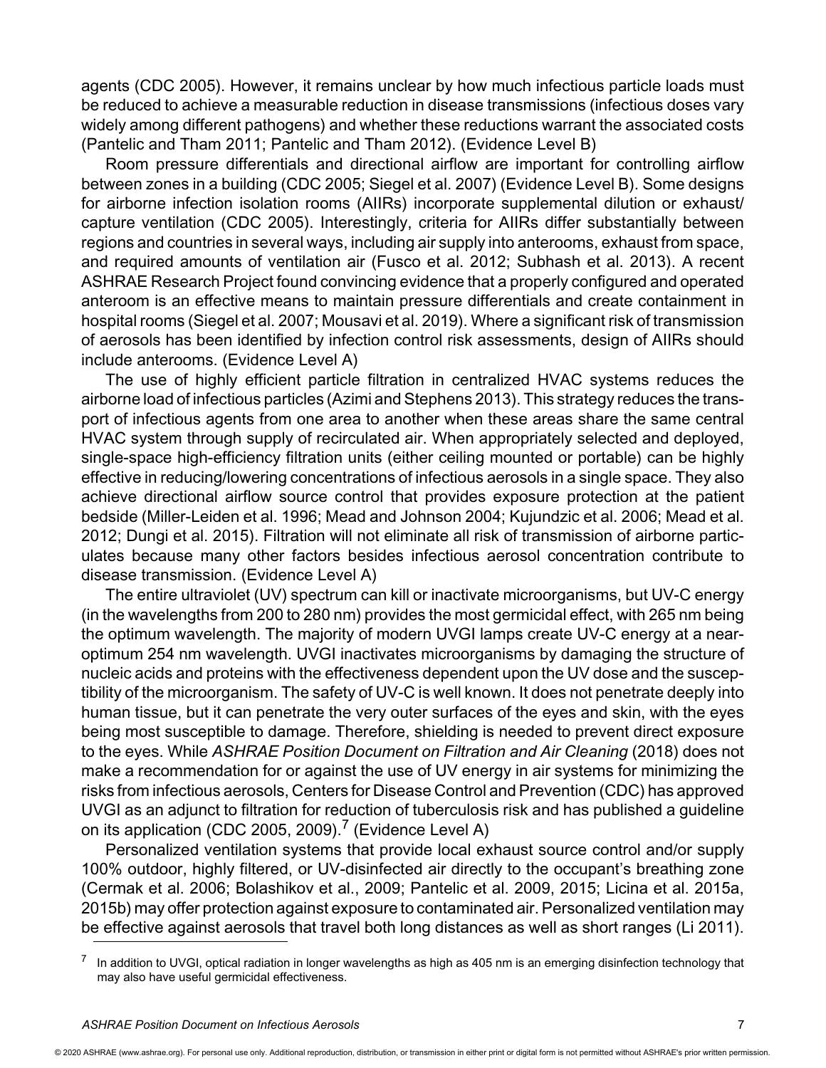agents (CDC 2005). However, it remains unclear by how much infectious particle loads must be reduced to achieve a measurable reduction in disease transmissions (infectious doses vary widely among different pathogens) and whether these reductions warrant the associated costs (Pantelic and Tham 2011; Pantelic and Tham 2012). (Evidence Level B)

Room pressure differentials and directional airflow are important for controlling airflow between zones in a building (CDC 2005; Siegel et al. 2007) (Evidence Level B). Some designs for airborne infection isolation rooms (AIIRs) incorporate supplemental dilution or exhaust/capture ventilation (CDC 2005). Interestingly, criteria for AIIRs differ substantially between regions and countries in several ways, including air supply into anterooms, exhaust from space, and required amounts of ventilation air (Fusco et al. 2012; Subhash et al. 2013). A recent ASHRAE Research Project found convincing evidence that a properly configured and operated anteroom is an effective means to maintain pressure differentials and create containment in hospital rooms (Siegel et al. 2007; Mousavi et al. 2019). Where a significant risk of transmission of aerosols has been identified by infection control risk assessments, design of AIIRs should include anterooms. (Evidence Level A)

The use of highly efficient particle filtration in centralized HVAC systems reduces the airborne load of infectious particles (Azimi and Stephens 2013). This strategy reduces the transport of infectious agents from one area to another when these areas share the same central HVAC system through supply of recirculated air. When appropriately selected and deployed, single-space high-efficiency filtration units (either ceiling mounted or portable) can be highly effective in reducing/lowering concentrations of infectious aerosols in a single space. They also achieve directional airflow source control that provides exposure protection at the patient bedside (Miller-Leiden et al. 1996; Mead and Johnson 2004; Kujundzic et al. 2006; Mead et al. 2012; Dungi et al. 2015). Filtration will not eliminate all risk of transmission of airborne particulates because many other factors besides infectious aerosol concentration contribute to disease transmission. (Evidence Level A)

The entire ultraviolet (UV) spectrum can kill or inactivate microorganisms, but UV-C energy (in the wavelengths from 200 to 280 nm) provides the most germicidal effect, with 265 nm being the optimum wavelength. The majority of modern UVGI lamps create UV-C energy at a near-optimum 254 nm wavelength. UVGI inactivates microorganisms by damaging the structure of nucleic acids and proteins with the effectiveness dependent upon the UV dose and the susceptibility of the microorganism. The safety of UV-C is well known. It does not penetrate deeply into human tissue, but it can penetrate the very outer surfaces of the eyes and skin, with the eyes being most susceptible to damage. Therefore, shielding is needed to prevent direct exposure to the eyes. While *ASHRAE Position Document on Filtration and Air Cleaning* (2018) does not make a recommendation for or against the use of UV energy in air systems for minimizing the risks from infectious aerosols, Centers for Disease Control and Prevention (CDC) has approved UVGI as an adjunct to filtration for reduction of tuberculosis risk and has published a guideline on its application (CDC 2005, 2009).[7] (Evidence Level A)

Personalized ventilation systems that provide local exhaust source control and/or supply 100% outdoor, highly filtered, or UV-disinfected air directly to the occupant's breathing zone (Cermak et al. 2006; Bolashikov et al., 2009; Pantelic et al. 2009, 2015; Licina et al. 2015a, 2015b) may offer protection against exposure to contaminated air. Personalized ventilation may be effective against aerosols that travel both long distances as well as short ranges (Li 2011).

[7] In addition to UVGI, optical radiation in longer wavelengths as high as 405 nm is an emerging disinfection technology that may also have useful germicidal effectiveness.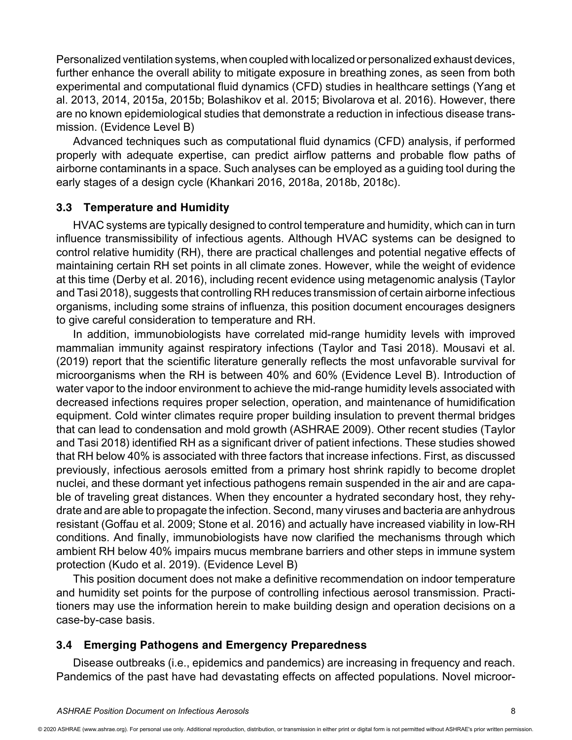Personalized ventilation systems, when coupled with localized or personalized exhaust devices, further enhance the overall ability to mitigate exposure in breathing zones, as seen from both experimental and computational fluid dynamics (CFD) studies in healthcare settings (Yang et al. 2013, 2014, 2015a, 2015b; Bolashikov et al. 2015; Bivolarova et al. 2016). However, there are no known epidemiological studies that demonstrate a reduction in infectious disease transmission. (Evidence Level B)

Advanced techniques such as computational fluid dynamics (CFD) analysis, if performed properly with adequate expertise, can predict airflow patterns and probable flow paths of airborne contaminants in a space. Such analyses can be employed as a guiding tool during the early stages of a design cycle (Khankari 2016, 2018a, 2018b, 2018c).

## 3.3 Temperature and Humidity

HVAC systems are typically designed to control temperature and humidity, which can in turn influence transmissibility of infectious agents. Although HVAC systems can be designed to control relative humidity (RH), there are practical challenges and potential negative effects of maintaining certain RH set points in all climate zones. However, while the weight of evidence at this time (Derby et al. 2016), including recent evidence using metagenomic analysis (Taylor and Tasi 2018), suggests that controlling RH reduces transmission of certain airborne infectious organisms, including some strains of influenza, this position document encourages designers to give careful consideration to temperature and RH.

In addition, immunobiologists have correlated mid-range humidity levels with improved mammalian immunity against respiratory infections (Taylor and Tasi 2018). Mousavi et al. (2019) report that the scientific literature generally reflects the most unfavorable survival for microorganisms when the RH is between 40% and 60% (Evidence Level B). Introduction of water vapor to the indoor environment to achieve the mid-range humidity levels associated with decreased infections requires proper selection, operation, and maintenance of humidification equipment. Cold winter climates require proper building insulation to prevent thermal bridges that can lead to condensation and mold growth (ASHRAE 2009). Other recent studies (Taylor and Tasi 2018) identified RH as a significant driver of patient infections. These studies showed that RH below 40% is associated with three factors that increase infections. First, as discussed previously, infectious aerosols emitted from a primary host shrink rapidly to become droplet nuclei, and these dormant yet infectious pathogens remain suspended in the air and are capable of traveling great distances. When they encounter a hydrated secondary host, they rehydrate and are able to propagate the infection. Second, many viruses and bacteria are anhydrous resistant (Goffau et al. 2009; Stone et al. 2016) and actually have increased viability in low-RH conditions. And finally, immunobiologists have now clarified the mechanisms through which ambient RH below 40% impairs mucus membrane barriers and other steps in immune system protection (Kudo et al. 2019). (Evidence Level B)

This position document does not make a definitive recommendation on indoor temperature and humidity set points for the purpose of controlling infectious aerosol transmission. Practitioners may use the information herein to make building design and operation decisions on a case-by-case basis.

## 3.4 Emerging Pathogens and Emergency Preparedness

Disease outbreaks (i.e., epidemics and pandemics) are increasing in frequency and reach. Pandemics of the past have had devastating effects on affected populations. Novel microor-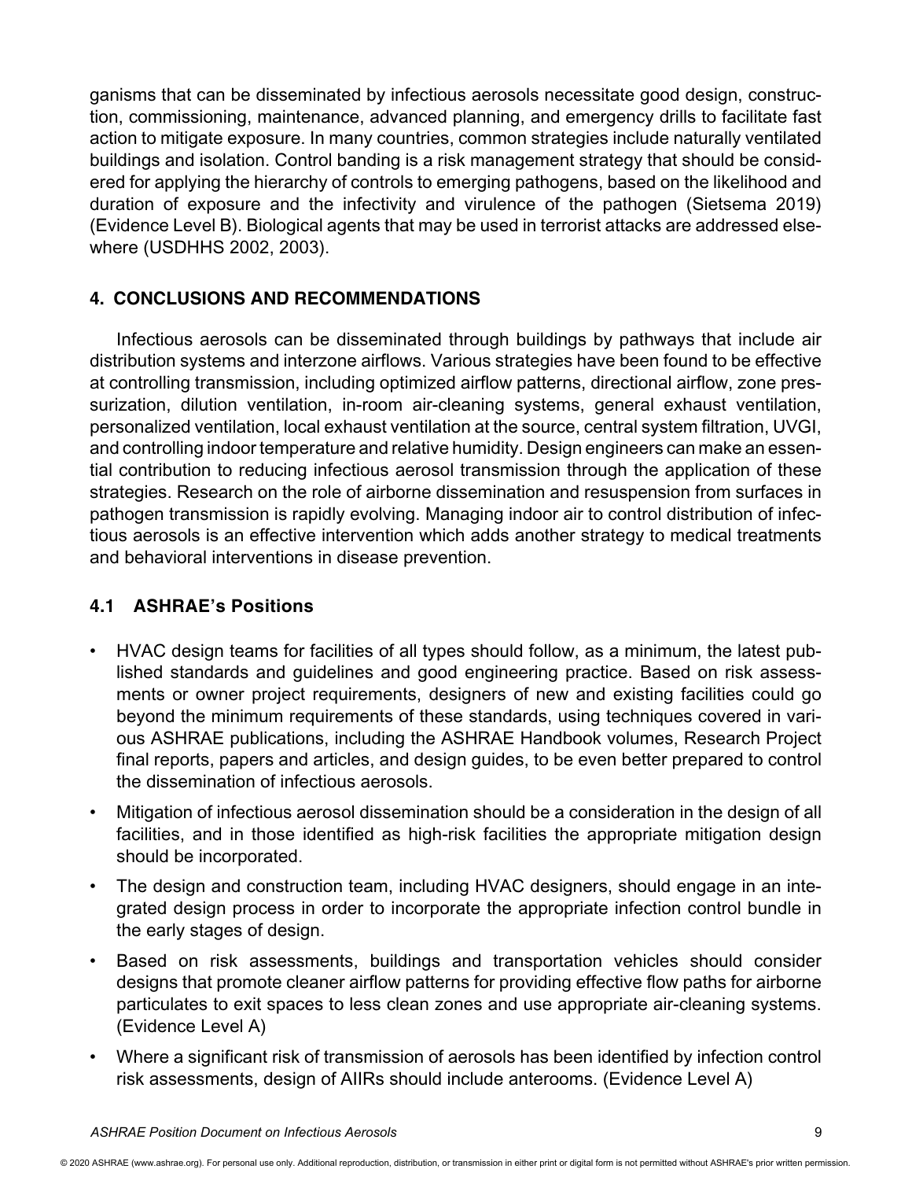ganisms that can be disseminated by infectious aerosols necessitate good design, construction, commissioning, maintenance, advanced planning, and emergency drills to facilitate fast action to mitigate exposure. In many countries, common strategies include naturally ventilated buildings and isolation. Control banding is a risk management strategy that should be considered for applying the hierarchy of controls to emerging pathogens, based on the likelihood and duration of exposure and the infectivity and virulence of the pathogen (Sietsema 2019) (Evidence Level B). Biological agents that may be used in terrorist attacks are addressed elsewhere (USDHHS 2002, 2003).

## 4. CONCLUSIONS AND RECOMMENDATIONS

Infectious aerosols can be disseminated through buildings by pathways that include air distribution systems and interzone airflows. Various strategies have been found to be effective at controlling transmission, including optimized airflow patterns, directional airflow, zone pressurization, dilution ventilation, in-room air-cleaning systems, general exhaust ventilation, personalized ventilation, local exhaust ventilation at the source, central system filtration, UVGI, and controlling indoor temperature and relative humidity. Design engineers can make an essential contribution to reducing infectious aerosol transmission through the application of these strategies. Research on the role of airborne dissemination and resuspension from surfaces in pathogen transmission is rapidly evolving. Managing indoor air to control distribution of infectious aerosols is an effective intervention which adds another strategy to medical treatments and behavioral interventions in disease prevention.

### 4.1 ASHRAE's Positions

- HVAC design teams for facilities of all types should follow, as a minimum, the latest published standards and guidelines and good engineering practice. Based on risk assessments or owner project requirements, designers of new and existing facilities could go beyond the minimum requirements of these standards, using techniques covered in various ASHRAE publications, including the ASHRAE Handbook volumes, Research Project final reports, papers and articles, and design guides, to be even better prepared to control the dissemination of infectious aerosols.
- Mitigation of infectious aerosol dissemination should be a consideration in the design of all facilities, and in those identified as high-risk facilities the appropriate mitigation design should be incorporated.
- The design and construction team, including HVAC designers, should engage in an integrated design process in order to incorporate the appropriate infection control bundle in the early stages of design.
- Based on risk assessments, buildings and transportation vehicles should consider designs that promote cleaner airflow patterns for providing effective flow paths for airborne particulates to exit spaces to less clean zones and use appropriate air-cleaning systems. (Evidence Level A)
- Where a significant risk of transmission of aerosols has been identified by infection control risk assessments, design of AIIRs should include anterooms. (Evidence Level A)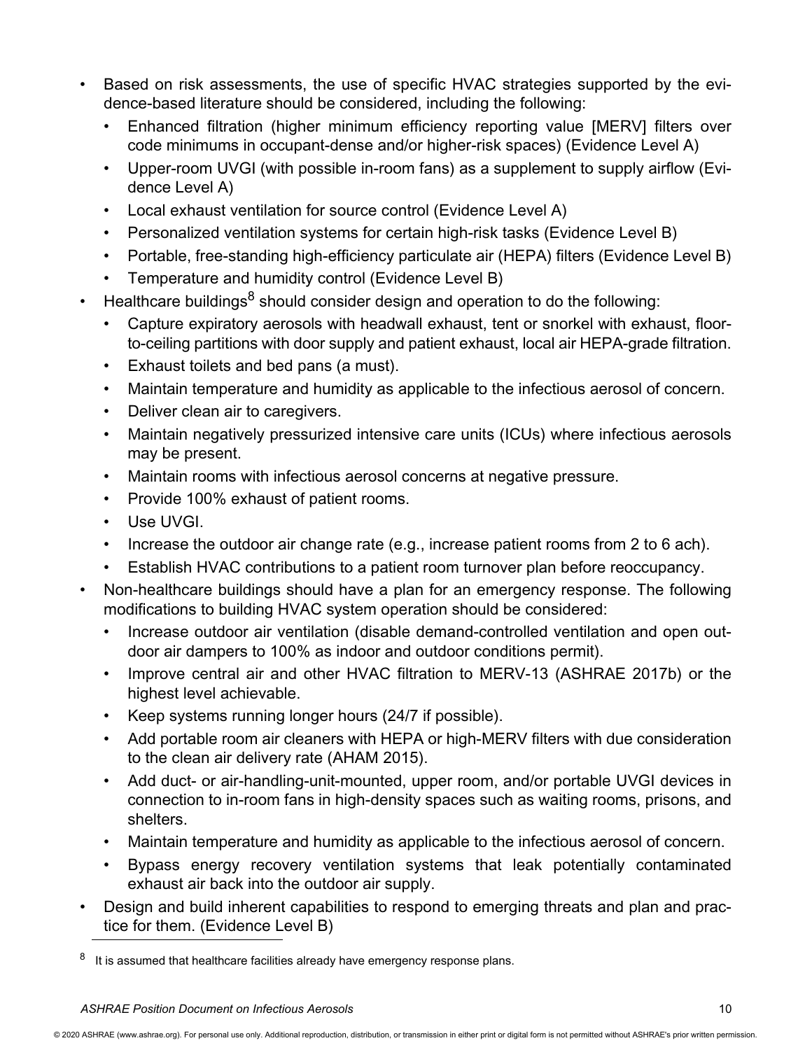- Based on risk assessments, the use of specific HVAC strategies supported by the evidence-based literature should be considered, including the following:
  - Enhanced filtration (higher minimum efficiency reporting value [MERV] filters over code minimums in occupant-dense and/or higher-risk spaces) (Evidence Level A)
  - Upper-room UVGI (with possible in-room fans) as a supplement to supply airflow (Evidence Level A)
  - Local exhaust ventilation for source control (Evidence Level A)
  - Personalized ventilation systems for certain high-risk tasks (Evidence Level B)
  - Portable, free-standing high-efficiency particulate air (HEPA) filters (Evidence Level B)
  - Temperature and humidity control (Evidence Level B)
- Healthcare buildings[8] should consider design and operation to do the following:
  - Capture expiratory aerosols with headwall exhaust, tent or snorkel with exhaust, floor-to-ceiling partitions with door supply and patient exhaust, local air HEPA-grade filtration.
  - Exhaust toilets and bed pans (a must).
  - Maintain temperature and humidity as applicable to the infectious aerosol of concern.
  - Deliver clean air to caregivers.
  - Maintain negatively pressurized intensive care units (ICUs) where infectious aerosols may be present.
  - Maintain rooms with infectious aerosol concerns at negative pressure.
  - Provide 100% exhaust of patient rooms.
  - Use UVGI.
  - Increase the outdoor air change rate (e.g., increase patient rooms from 2 to 6 ach).
  - Establish HVAC contributions to a patient room turnover plan before reoccupancy.
- Non-healthcare buildings should have a plan for an emergency response. The following modifications to building HVAC system operation should be considered:
  - Increase outdoor air ventilation (disable demand-controlled ventilation and open outdoor air dampers to 100% as indoor and outdoor conditions permit).
  - Improve central air and other HVAC filtration to MERV-13 (ASHRAE 2017b) or the highest level achievable.
  - Keep systems running longer hours (24/7 if possible).
  - Add portable room air cleaners with HEPA or high-MERV filters with due consideration to the clean air delivery rate (AHAM 2015).
  - Add duct- or air-handling-unit-mounted, upper room, and/or portable UVGI devices in connection to in-room fans in high-density spaces such as waiting rooms, prisons, and shelters.
  - Maintain temperature and humidity as applicable to the infectious aerosol of concern.
  - Bypass energy recovery ventilation systems that leak potentially contaminated exhaust air back into the outdoor air supply.
- Design and build inherent capabilities to respond to emerging threats and plan and practice for them. (Evidence Level B)

[8] It is assumed that healthcare facilities already have emergency response plans.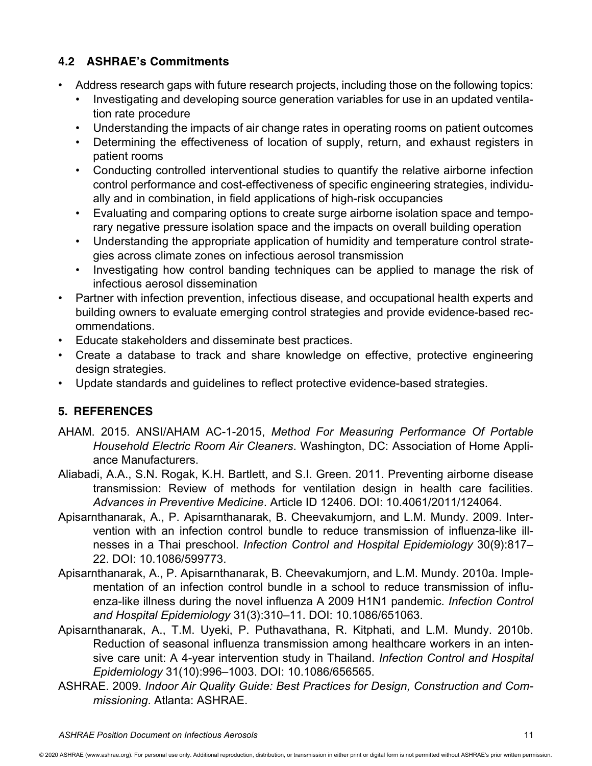## 4.2 ASHRAE's Commitments

- Address research gaps with future research projects, including those on the following topics:
    - Investigating and developing source generation variables for use in an updated ventilation rate procedure
    - Understanding the impacts of air change rates in operating rooms on patient outcomes
    - Determining the effectiveness of location of supply, return, and exhaust registers in patient rooms
    - Conducting controlled interventional studies to quantify the relative airborne infection control performance and cost-effectiveness of specific engineering strategies, individually and in combination, in field applications of high-risk occupancies
    - Evaluating and comparing options to create surge airborne isolation space and temporary negative pressure isolation space and the impacts on overall building operation
    - Understanding the appropriate application of humidity and temperature control strategies across climate zones on infectious aerosol transmission
    - Investigating how control banding techniques can be applied to manage the risk of infectious aerosol dissemination
- Partner with infection prevention, infectious disease, and occupational health experts and building owners to evaluate emerging control strategies and provide evidence-based recommendations.
- Educate stakeholders and disseminate best practices.
- Create a database to track and share knowledge on effective, protective engineering design strategies.
- Update standards and guidelines to reflect protective evidence-based strategies.

## 5. REFERENCES

AHAM. 2015. ANSI/AHAM AC-1-2015, *Method For Measuring Performance Of Portable Household Electric Room Air Cleaners*. Washington, DC: Association of Home Appliance Manufacturers.

Aliabadi, A.A., S.N. Rogak, K.H. Bartlett, and S.I. Green. 2011. Preventing airborne disease transmission: Review of methods for ventilation design in health care facilities. *Advances in Preventive Medicine*. Article ID 12406. DOI: 10.4061/2011/124064.

Apisarnthanarak, A., P. Apisarnthanarak, B. Cheevakumjorn, and L.M. Mundy. 2009. Intervention with an infection control bundle to reduce transmission of influenza-like illnesses in a Thai preschool. *Infection Control and Hospital Epidemiology* 30(9):817–22. DOI: 10.1086/599773.

Apisarnthanarak, A., P. Apisarnthanarak, B. Cheevakumjorn, and L.M. Mundy. 2010a. Implementation of an infection control bundle in a school to reduce transmission of influenza-like illness during the novel influenza A 2009 H1N1 pandemic. *Infection Control and Hospital Epidemiology* 31(3):310–11. DOI: 10.1086/651063.

Apisarnthanarak, A., T.M. Uyeki, P. Puthavathana, R. Kitphati, and L.M. Mundy. 2010b. Reduction of seasonal influenza transmission among healthcare workers in an intensive care unit: A 4-year intervention study in Thailand. *Infection Control and Hospital Epidemiology* 31(10):996–1003. DOI: 10.1086/656565.

ASHRAE. 2009. *Indoor Air Quality Guide: Best Practices for Design, Construction and Commissioning*. Atlanta: ASHRAE.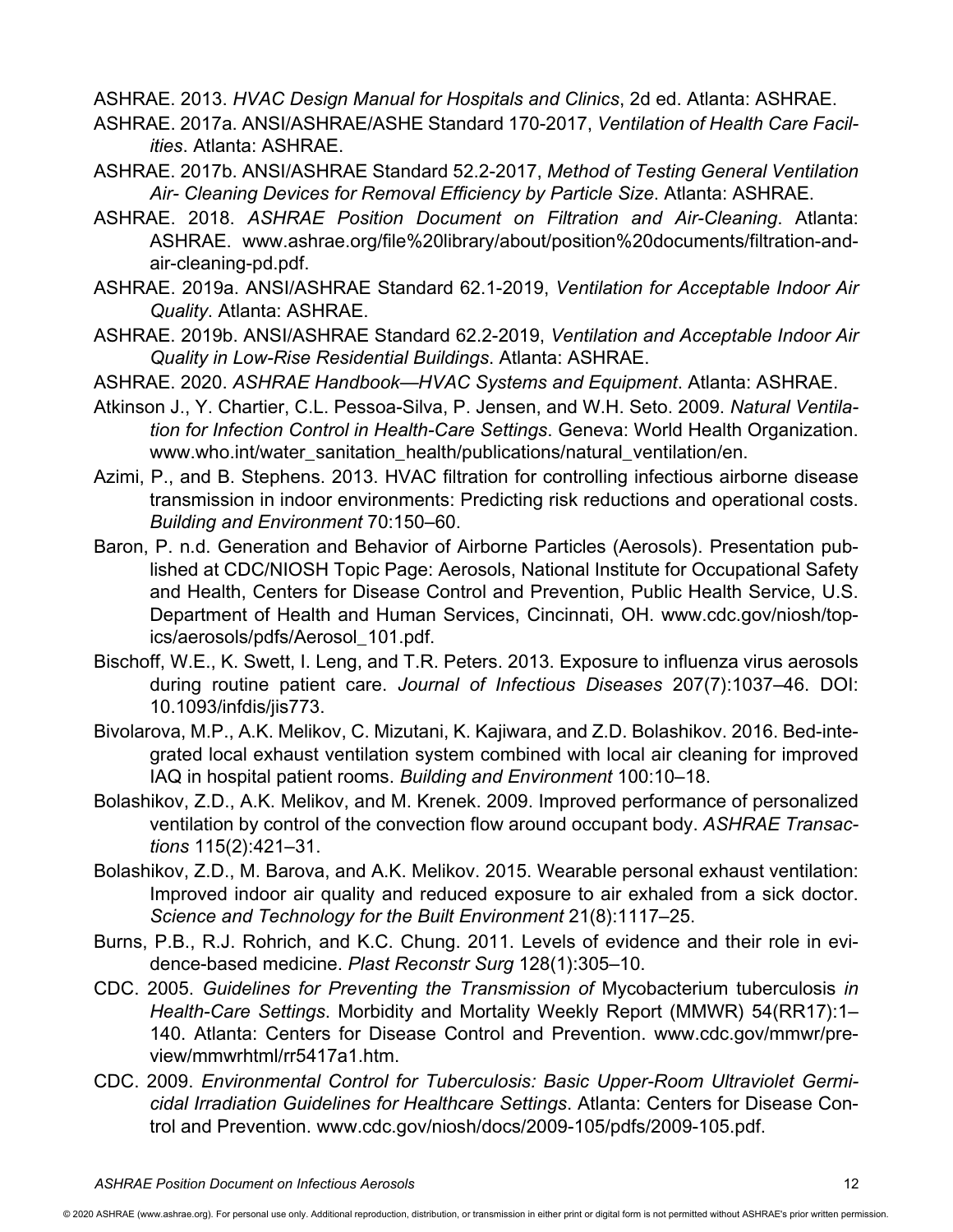ASHRAE. 2013. *HVAC Design Manual for Hospitals and Clinics*, 2d ed. Atlanta: ASHRAE.

ASHRAE. 2017a. ANSI/ASHRAE/ASHE Standard 170-2017, *Ventilation of Health Care Facilities*. Atlanta: ASHRAE.

ASHRAE. 2017b. ANSI/ASHRAE Standard 52.2-2017, *Method of Testing General Ventilation Air- Cleaning Devices for Removal Efficiency by Particle Size*. Atlanta: ASHRAE.

ASHRAE. 2018. *ASHRAE Position Document on Filtration and Air-Cleaning*. Atlanta: ASHRAE. www.ashrae.org/file%20library/about/position%20documents/filtration-and-air-cleaning-pd.pdf.

ASHRAE. 2019a. ANSI/ASHRAE Standard 62.1-2019, *Ventilation for Acceptable Indoor Air Quality*. Atlanta: ASHRAE.

ASHRAE. 2019b. ANSI/ASHRAE Standard 62.2-2019, *Ventilation and Acceptable Indoor Air Quality in Low-Rise Residential Buildings*. Atlanta: ASHRAE.

ASHRAE. 2020. *ASHRAE Handbook—HVAC Systems and Equipment*. Atlanta: ASHRAE.

Atkinson J., Y. Chartier, C.L. Pessoa-Silva, P. Jensen, and W.H. Seto. 2009. *Natural Ventilation for Infection Control in Health-Care Settings*. Geneva: World Health Organization. www.who.int/water_sanitation_health/publications/natural_ventilation/en.

Azimi, P., and B. Stephens. 2013. HVAC filtration for controlling infectious airborne disease transmission in indoor environments: Predicting risk reductions and operational costs. *Building and Environment* 70:150–60.

Baron, P. n.d. Generation and Behavior of Airborne Particles (Aerosols). Presentation published at CDC/NIOSH Topic Page: Aerosols, National Institute for Occupational Safety and Health, Centers for Disease Control and Prevention, Public Health Service, U.S. Department of Health and Human Services, Cincinnati, OH. www.cdc.gov/niosh/topics/aerosols/pdfs/Aerosol_101.pdf.

Bischoff, W.E., K. Swett, I. Leng, and T.R. Peters. 2013. Exposure to influenza virus aerosols during routine patient care. *Journal of Infectious Diseases* 207(7):1037–46. DOI: 10.1093/infdis/jis773.

Bivolarova, M.P., A.K. Melikov, C. Mizutani, K. Kajiwara, and Z.D. Bolashikov. 2016. Bed-integrated local exhaust ventilation system combined with local air cleaning for improved IAQ in hospital patient rooms. *Building and Environment* 100:10–18.

Bolashikov, Z.D., A.K. Melikov, and M. Krenek. 2009. Improved performance of personalized ventilation by control of the convection flow around occupant body. *ASHRAE Transactions* 115(2):421–31.

Bolashikov, Z.D., M. Barova, and A.K. Melikov. 2015. Wearable personal exhaust ventilation: Improved indoor air quality and reduced exposure to air exhaled from a sick doctor. *Science and Technology for the Built Environment* 21(8):1117–25.

Burns, P.B., R.J. Rohrich, and K.C. Chung. 2011. Levels of evidence and their role in evidence-based medicine. *Plast Reconstr Surg* 128(1):305–10.

CDC. 2005. *Guidelines for Preventing the Transmission of* Mycobacterium tuberculosis *in Health-Care Settings*. Morbidity and Mortality Weekly Report (MMWR) 54(RR17):1–140. Atlanta: Centers for Disease Control and Prevention. www.cdc.gov/mmwr/preview/mmwrhtml/rr5417a1.htm.

CDC. 2009. *Environmental Control for Tuberculosis: Basic Upper-Room Ultraviolet Germicidal Irradiation Guidelines for Healthcare Settings*. Atlanta: Centers for Disease Control and Prevention. www.cdc.gov/niosh/docs/2009-105/pdfs/2009-105.pdf.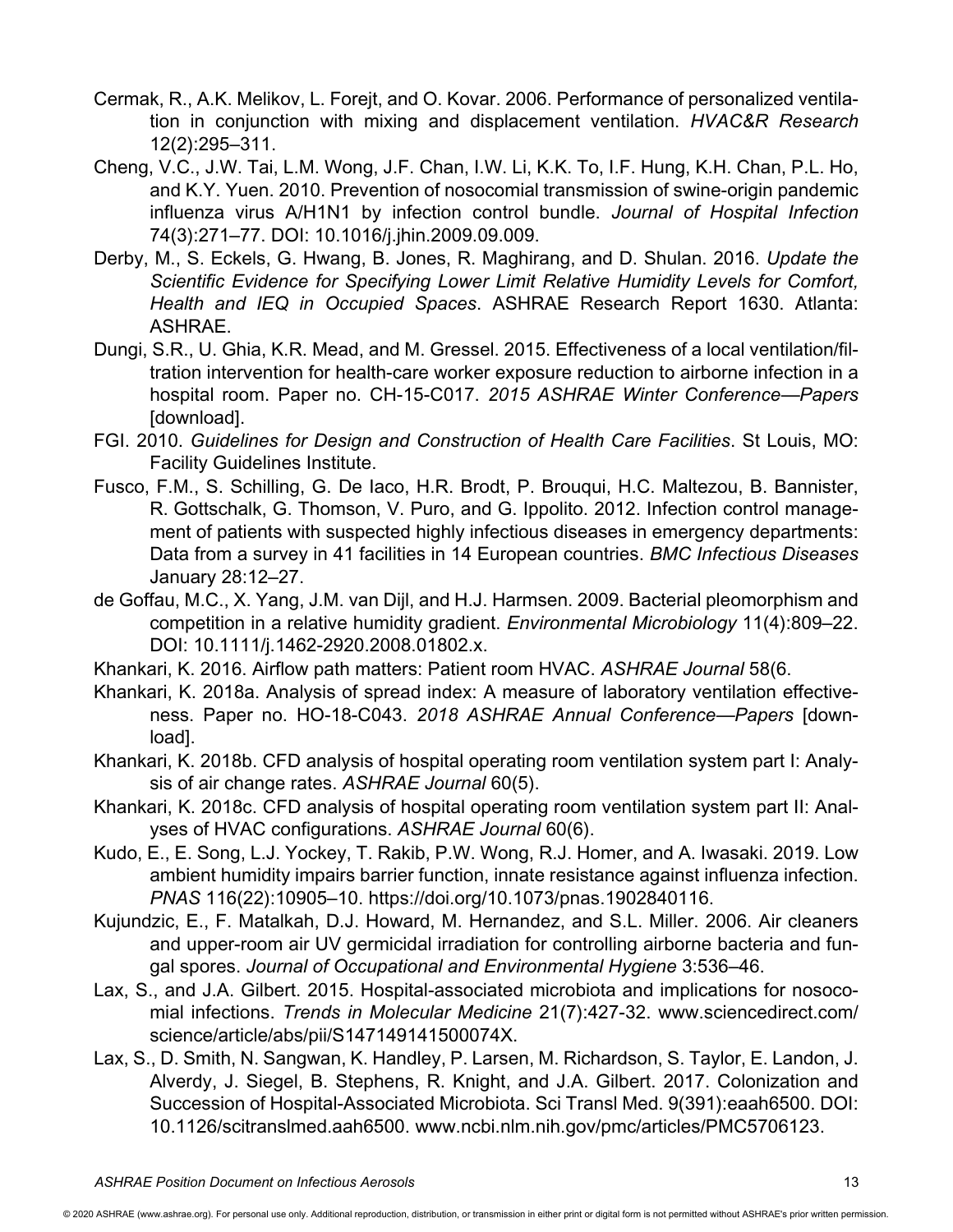Cermak, R., A.K. Melikov, L. Forejt, and O. Kovar. 2006. Performance of personalized ventilation in conjunction with mixing and displacement ventilation. *HVAC&R Research* 12(2):295–311.

Cheng, V.C., J.W. Tai, L.M. Wong, J.F. Chan, I.W. Li, K.K. To, I.F. Hung, K.H. Chan, P.L. Ho, and K.Y. Yuen. 2010. Prevention of nosocomial transmission of swine-origin pandemic influenza virus A/H1N1 by infection control bundle. *Journal of Hospital Infection* 74(3):271–77. DOI: 10.1016/j.jhin.2009.09.009.

Derby, M., S. Eckels, G. Hwang, B. Jones, R. Maghirang, and D. Shulan. 2016. *Update the Scientific Evidence for Specifying Lower Limit Relative Humidity Levels for Comfort, Health and IEQ in Occupied Spaces*. ASHRAE Research Report 1630. Atlanta: ASHRAE.

Dungi, S.R., U. Ghia, K.R. Mead, and M. Gressel. 2015. Effectiveness of a local ventilation/filtration intervention for health-care worker exposure reduction to airborne infection in a hospital room. Paper no. CH-15-C017. *2015 ASHRAE Winter Conference—Papers* [download].

FGI. 2010. *Guidelines for Design and Construction of Health Care Facilities*. St Louis, MO: Facility Guidelines Institute.

Fusco, F.M., S. Schilling, G. De Iaco, H.R. Brodt, P. Brouqui, H.C. Maltezou, B. Bannister, R. Gottschalk, G. Thomson, V. Puro, and G. Ippolito. 2012. Infection control management of patients with suspected highly infectious diseases in emergency departments: Data from a survey in 41 facilities in 14 European countries. *BMC Infectious Diseases* January 28:12–27.

de Goffau, M.C., X. Yang, J.M. van Dijl, and H.J. Harmsen. 2009. Bacterial pleomorphism and competition in a relative humidity gradient. *Environmental Microbiology* 11(4):809–22. DOI: 10.1111/j.1462-2920.2008.01802.x.

Khankari, K. 2016. Airflow path matters: Patient room HVAC. *ASHRAE Journal* 58(6.

Khankari, K. 2018a. Analysis of spread index: A measure of laboratory ventilation effectiveness. Paper no. HO-18-C043. *2018 ASHRAE Annual Conference—Papers* [download].

Khankari, K. 2018b. CFD analysis of hospital operating room ventilation system part I: Analysis of air change rates. *ASHRAE Journal* 60(5).

Khankari, K. 2018c. CFD analysis of hospital operating room ventilation system part II: Analyses of HVAC configurations. *ASHRAE Journal* 60(6).

Kudo, E., E. Song, L.J. Yockey, T. Rakib, P.W. Wong, R.J. Homer, and A. Iwasaki. 2019. Low ambient humidity impairs barrier function, innate resistance against influenza infection. *PNAS* 116(22):10905–10. https://doi.org/10.1073/pnas.1902840116.

Kujundzic, E., F. Matalkah, D.J. Howard, M. Hernandez, and S.L. Miller. 2006. Air cleaners and upper-room air UV germicidal irradiation for controlling airborne bacteria and fungal spores. *Journal of Occupational and Environmental Hygiene* 3:536–46.

Lax, S., and J.A. Gilbert. 2015. Hospital-associated microbiota and implications for nosocomial infections. *Trends in Molecular Medicine* 21(7):427-32. www.sciencedirect.com/science/article/abs/pii/S147149141500074X.

Lax, S., D. Smith, N. Sangwan, K. Handley, P. Larsen, M. Richardson, S. Taylor, E. Landon, J. Alverdy, J. Siegel, B. Stephens, R. Knight, and J.A. Gilbert. 2017. Colonization and Succession of Hospital-Associated Microbiota. Sci Transl Med. 9(391):eaah6500. DOI: 10.1126/scitranslmed.aah6500. www.ncbi.nlm.nih.gov/pmc/articles/PMC5706123.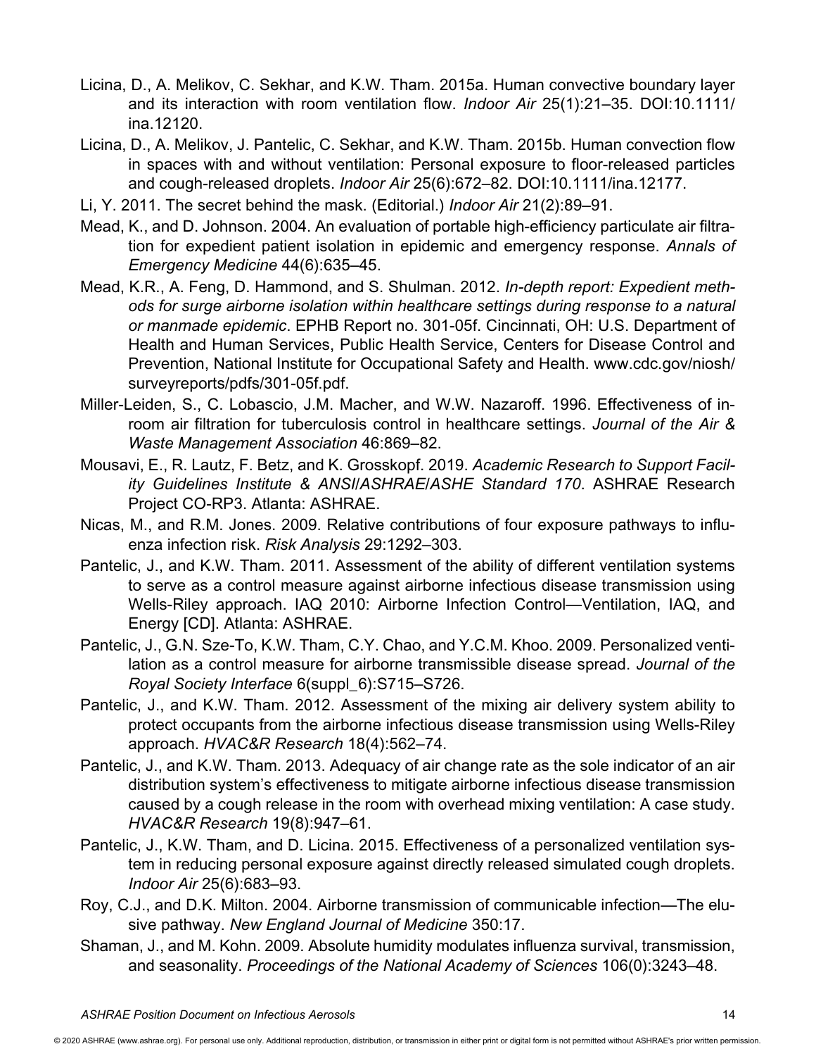Licina, D., A. Melikov, C. Sekhar, and K.W. Tham. 2015a. Human convective boundary layer and its interaction with room ventilation flow. *Indoor Air* 25(1):21–35. DOI:10.1111/ina.12120.

Licina, D., A. Melikov, J. Pantelic, C. Sekhar, and K.W. Tham. 2015b. Human convection flow in spaces with and without ventilation: Personal exposure to floor-released particles and cough-released droplets. *Indoor Air* 25(6):672–82. DOI:10.1111/ina.12177.

Li, Y. 2011. The secret behind the mask. (Editorial.) *Indoor Air* 21(2):89–91.

Mead, K., and D. Johnson. 2004. An evaluation of portable high-efficiency particulate air filtration for expedient patient isolation in epidemic and emergency response. *Annals of Emergency Medicine* 44(6):635–45.

Mead, K.R., A. Feng, D. Hammond, and S. Shulman. 2012. *In-depth report: Expedient methods for surge airborne isolation within healthcare settings during response to a natural or manmade epidemic*. EPHB Report no. 301-05f. Cincinnati, OH: U.S. Department of Health and Human Services, Public Health Service, Centers for Disease Control and Prevention, National Institute for Occupational Safety and Health. www.cdc.gov/niosh/surveyreports/pdfs/301-05f.pdf.

Miller-Leiden, S., C. Lobascio, J.M. Macher, and W.W. Nazaroff. 1996. Effectiveness of in-room air filtration for tuberculosis control in healthcare settings. *Journal of the Air & Waste Management Association* 46:869–82.

Mousavi, E., R. Lautz, F. Betz, and K. Grosskopf. 2019. *Academic Research to Support Facility Guidelines Institute & ANSI/ASHRAE/ASHE Standard 170*. ASHRAE Research Project CO-RP3. Atlanta: ASHRAE.

Nicas, M., and R.M. Jones. 2009. Relative contributions of four exposure pathways to influenza infection risk. *Risk Analysis* 29:1292–303.

Pantelic, J., and K.W. Tham. 2011. Assessment of the ability of different ventilation systems to serve as a control measure against airborne infectious disease transmission using Wells-Riley approach. IAQ 2010: Airborne Infection Control—Ventilation, IAQ, and Energy [CD]. Atlanta: ASHRAE.

Pantelic, J., G.N. Sze-To, K.W. Tham, C.Y. Chao, and Y.C.M. Khoo. 2009. Personalized ventilation as a control measure for airborne transmissible disease spread. *Journal of the Royal Society Interface* 6(suppl_6):S715–S726.

Pantelic, J., and K.W. Tham. 2012. Assessment of the mixing air delivery system ability to protect occupants from the airborne infectious disease transmission using Wells-Riley approach. *HVAC&R Research* 18(4):562–74.

Pantelic, J., and K.W. Tham. 2013. Adequacy of air change rate as the sole indicator of an air distribution system's effectiveness to mitigate airborne infectious disease transmission caused by a cough release in the room with overhead mixing ventilation: A case study. *HVAC&R Research* 19(8):947–61.

Pantelic, J., K.W. Tham, and D. Licina. 2015. Effectiveness of a personalized ventilation system in reducing personal exposure against directly released simulated cough droplets. *Indoor Air* 25(6):683–93.

Roy, C.J., and D.K. Milton. 2004. Airborne transmission of communicable infection—The elusive pathway. *New England Journal of Medicine* 350:17.

Shaman, J., and M. Kohn. 2009. Absolute humidity modulates influenza survival, transmission, and seasonality. *Proceedings of the National Academy of Sciences* 106(0):3243–48.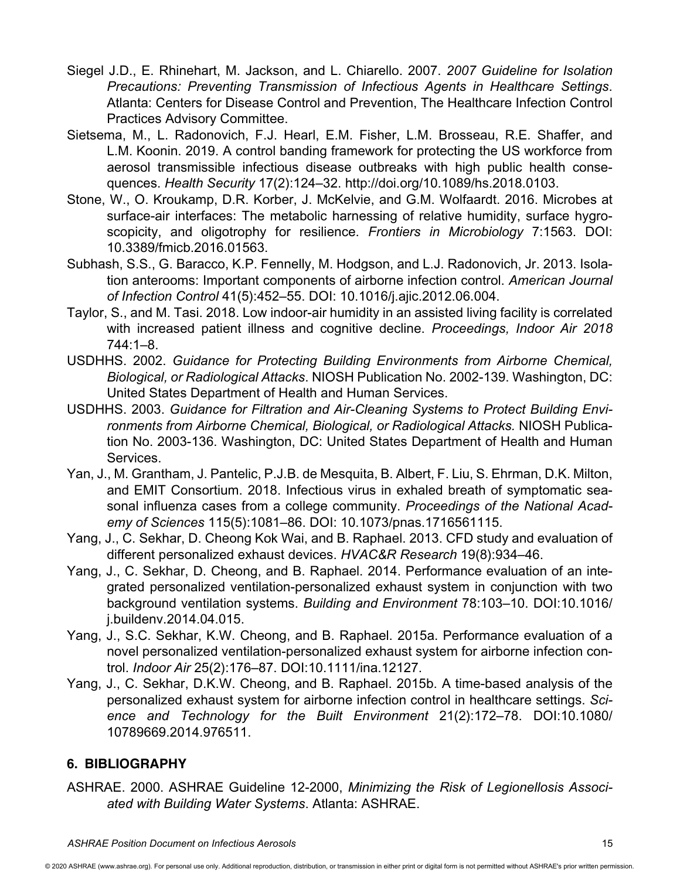Siegel J.D., E. Rhinehart, M. Jackson, and L. Chiarello. 2007. *2007 Guideline for Isolation Precautions: Preventing Transmission of Infectious Agents in Healthcare Settings*. Atlanta: Centers for Disease Control and Prevention, The Healthcare Infection Control Practices Advisory Committee.

Sietsema, M., L. Radonovich, F.J. Hearl, E.M. Fisher, L.M. Brosseau, R.E. Shaffer, and L.M. Koonin. 2019. A control banding framework for protecting the US workforce from aerosol transmissible infectious disease outbreaks with high public health consequences. *Health Security* 17(2):124–32. http://doi.org/10.1089/hs.2018.0103.

Stone, W., O. Kroukamp, D.R. Korber, J. McKelvie, and G.M. Wolfaardt. 2016. Microbes at surface-air interfaces: The metabolic harnessing of relative humidity, surface hygroscopicity, and oligotrophy for resilience. *Frontiers in Microbiology* 7:1563. DOI: 10.3389/fmicb.2016.01563.

Subhash, S.S., G. Baracco, K.P. Fennelly, M. Hodgson, and L.J. Radonovich, Jr. 2013. Isolation anterooms: Important components of airborne infection control. *American Journal of Infection Control* 41(5):452–55. DOI: 10.1016/j.ajic.2012.06.004.

Taylor, S., and M. Tasi. 2018. Low indoor-air humidity in an assisted living facility is correlated with increased patient illness and cognitive decline. *Proceedings, Indoor Air 2018* 744:1–8.

USDHHS. 2002. *Guidance for Protecting Building Environments from Airborne Chemical, Biological, or Radiological Attacks*. NIOSH Publication No. 2002-139. Washington, DC: United States Department of Health and Human Services.

USDHHS. 2003. *Guidance for Filtration and Air-Cleaning Systems to Protect Building Environments from Airborne Chemical, Biological, or Radiological Attacks.* NIOSH Publication No. 2003-136. Washington, DC: United States Department of Health and Human Services.

Yan, J., M. Grantham, J. Pantelic, P.J.B. de Mesquita, B. Albert, F. Liu, S. Ehrman, D.K. Milton, and EMIT Consortium. 2018. Infectious virus in exhaled breath of symptomatic seasonal influenza cases from a college community. *Proceedings of the National Academy of Sciences* 115(5):1081–86. DOI: 10.1073/pnas.1716561115.

Yang, J., C. Sekhar, D. Cheong Kok Wai, and B. Raphael. 2013. CFD study and evaluation of different personalized exhaust devices. *HVAC&R Research* 19(8):934–46.

Yang, J., C. Sekhar, D. Cheong, and B. Raphael. 2014. Performance evaluation of an integrated personalized ventilation-personalized exhaust system in conjunction with two background ventilation systems. *Building and Environment* 78:103–10. DOI:10.1016/j.buildenv.2014.04.015.

Yang, J., S.C. Sekhar, K.W. Cheong, and B. Raphael. 2015a. Performance evaluation of a novel personalized ventilation-personalized exhaust system for airborne infection control. *Indoor Air* 25(2):176–87. DOI:10.1111/ina.12127.

Yang, J., C. Sekhar, D.K.W. Cheong, and B. Raphael. 2015b. A time-based analysis of the personalized exhaust system for airborne infection control in healthcare settings. *Science and Technology for the Built Environment* 21(2):172–78. DOI:10.1080/10789669.2014.976511.

## 6. BIBLIOGRAPHY

ASHRAE. 2000. ASHRAE Guideline 12-2000, *Minimizing the Risk of Legionellosis Associated with Building Water Systems*. Atlanta: ASHRAE.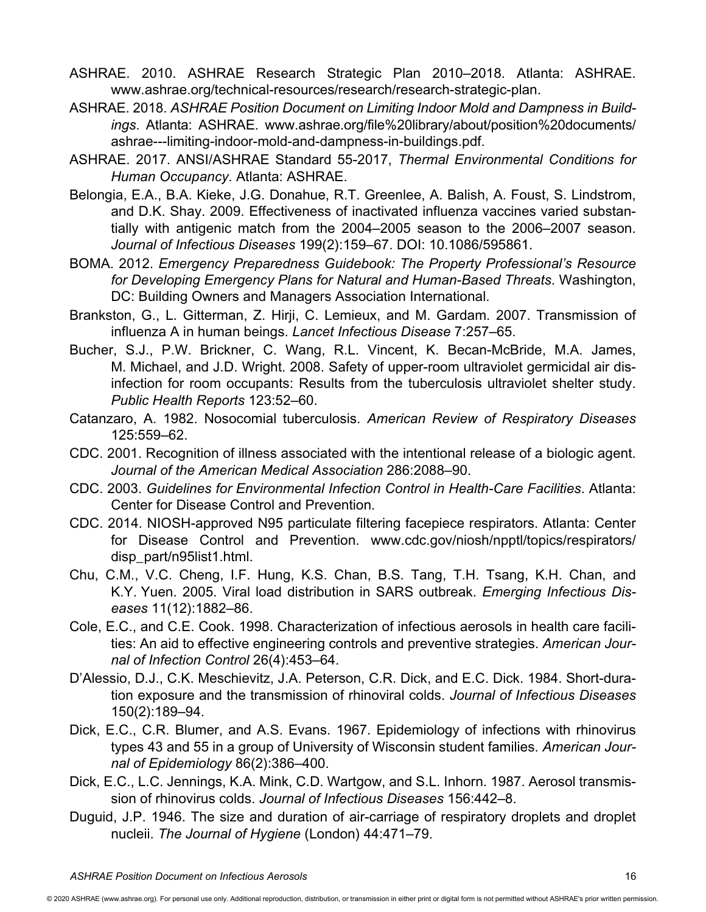ASHRAE. 2010. ASHRAE Research Strategic Plan 2010–2018. Atlanta: ASHRAE. www.ashrae.org/technical-resources/research/research-strategic-plan.

ASHRAE. 2018. *ASHRAE Position Document on Limiting Indoor Mold and Dampness in Buildings*. Atlanta: ASHRAE. www.ashrae.org/file%20library/about/position%20documents/ashrae---limiting-indoor-mold-and-dampness-in-buildings.pdf.

ASHRAE. 2017. ANSI/ASHRAE Standard 55-2017, *Thermal Environmental Conditions for Human Occupancy*. Atlanta: ASHRAE.

Belongia, E.A., B.A. Kieke, J.G. Donahue, R.T. Greenlee, A. Balish, A. Foust, S. Lindstrom, and D.K. Shay. 2009. Effectiveness of inactivated influenza vaccines varied substantially with antigenic match from the 2004–2005 season to the 2006–2007 season. *Journal of Infectious Diseases* 199(2):159–67. DOI: 10.1086/595861.

BOMA. 2012. *Emergency Preparedness Guidebook: The Property Professional's Resource for Developing Emergency Plans for Natural and Human-Based Threats*. Washington, DC: Building Owners and Managers Association International.

Brankston, G., L. Gitterman, Z. Hirji, C. Lemieux, and M. Gardam. 2007. Transmission of influenza A in human beings. *Lancet Infectious Disease* 7:257–65.

Bucher, S.J., P.W. Brickner, C. Wang, R.L. Vincent, K. Becan-McBride, M.A. James, M. Michael, and J.D. Wright. 2008. Safety of upper-room ultraviolet germicidal air disinfection for room occupants: Results from the tuberculosis ultraviolet shelter study. *Public Health Reports* 123:52–60.

Catanzaro, A. 1982. Nosocomial tuberculosis. *American Review of Respiratory Diseases* 125:559–62.

CDC. 2001. Recognition of illness associated with the intentional release of a biologic agent. *Journal of the American Medical Association* 286:2088–90.

CDC. 2003. *Guidelines for Environmental Infection Control in Health-Care Facilities*. Atlanta: Center for Disease Control and Prevention.

CDC. 2014. NIOSH-approved N95 particulate filtering facepiece respirators. Atlanta: Center for Disease Control and Prevention. www.cdc.gov/niosh/npptl/topics/respirators/disp_part/n95list1.html.

Chu, C.M., V.C. Cheng, I.F. Hung, K.S. Chan, B.S. Tang, T.H. Tsang, K.H. Chan, and K.Y. Yuen. 2005. Viral load distribution in SARS outbreak. *Emerging Infectious Diseases* 11(12):1882–86.

Cole, E.C., and C.E. Cook. 1998. Characterization of infectious aerosols in health care facilities: An aid to effective engineering controls and preventive strategies. *American Journal of Infection Control* 26(4):453–64.

D'Alessio, D.J., C.K. Meschievitz, J.A. Peterson, C.R. Dick, and E.C. Dick. 1984. Short-duration exposure and the transmission of rhinoviral colds. *Journal of Infectious Diseases* 150(2):189–94.

Dick, E.C., C.R. Blumer, and A.S. Evans. 1967. Epidemiology of infections with rhinovirus types 43 and 55 in a group of University of Wisconsin student families. *American Journal of Epidemiology* 86(2):386–400.

Dick, E.C., L.C. Jennings, K.A. Mink, C.D. Wartgow, and S.L. Inhorn. 1987. Aerosol transmission of rhinovirus colds. *Journal of Infectious Diseases* 156:442–8.

Duguid, J.P. 1946. The size and duration of air-carriage of respiratory droplets and droplet nucleii. *The Journal of Hygiene* (London) 44:471–79.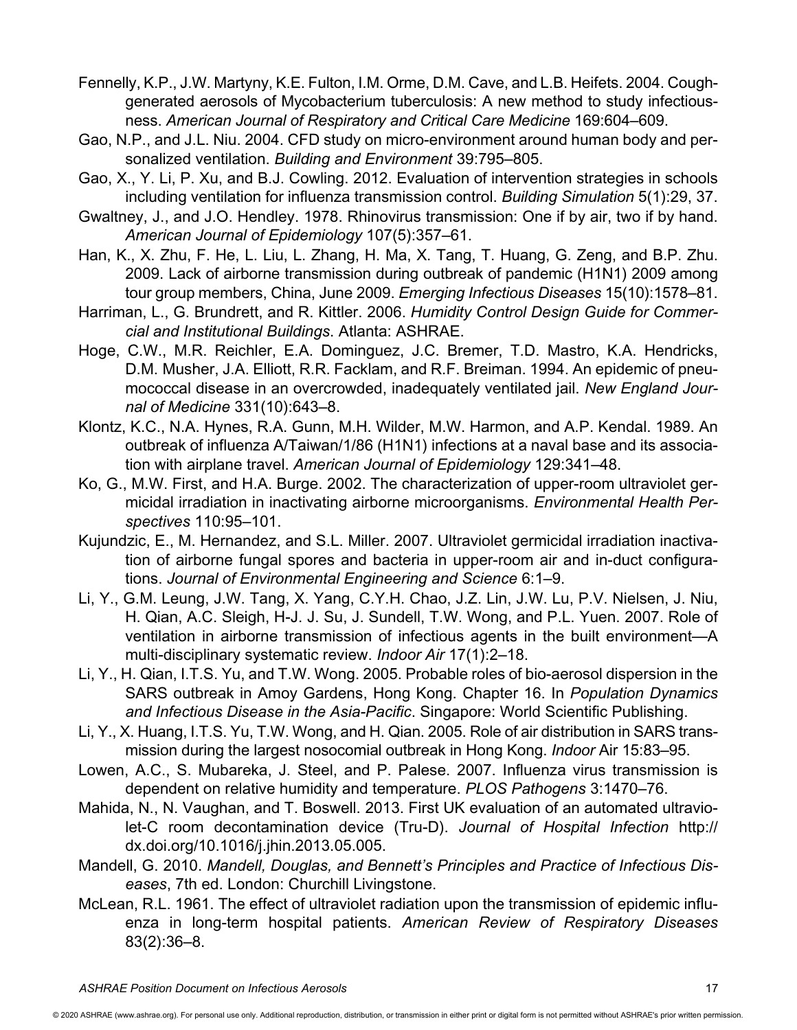Fennelly, K.P., J.W. Martyny, K.E. Fulton, I.M. Orme, D.M. Cave, and L.B. Heifets. 2004. Cough-generated aerosols of Mycobacterium tuberculosis: A new method to study infectiousness. *American Journal of Respiratory and Critical Care Medicine* 169:604–609.

Gao, N.P., and J.L. Niu. 2004. CFD study on micro-environment around human body and personalized ventilation. *Building and Environment* 39:795–805.

Gao, X., Y. Li, P. Xu, and B.J. Cowling. 2012. Evaluation of intervention strategies in schools including ventilation for influenza transmission control. *Building Simulation* 5(1):29, 37.

Gwaltney, J., and J.O. Hendley. 1978. Rhinovirus transmission: One if by air, two if by hand. *American Journal of Epidemiology* 107(5):357–61.

Han, K., X. Zhu, F. He, L. Liu, L. Zhang, H. Ma, X. Tang, T. Huang, G. Zeng, and B.P. Zhu. 2009. Lack of airborne transmission during outbreak of pandemic (H1N1) 2009 among tour group members, China, June 2009. *Emerging Infectious Diseases* 15(10):1578–81.

Harriman, L., G. Brundrett, and R. Kittler. 2006. *Humidity Control Design Guide for Commercial and Institutional Buildings*. Atlanta: ASHRAE.

Hoge, C.W., M.R. Reichler, E.A. Dominguez, J.C. Bremer, T.D. Mastro, K.A. Hendricks, D.M. Musher, J.A. Elliott, R.R. Facklam, and R.F. Breiman. 1994. An epidemic of pneumococcal disease in an overcrowded, inadequately ventilated jail. *New England Journal of Medicine* 331(10):643–8.

Klontz, K.C., N.A. Hynes, R.A. Gunn, M.H. Wilder, M.W. Harmon, and A.P. Kendal. 1989. An outbreak of influenza A/Taiwan/1/86 (H1N1) infections at a naval base and its association with airplane travel. *American Journal of Epidemiology* 129:341–48.

Ko, G., M.W. First, and H.A. Burge. 2002. The characterization of upper-room ultraviolet germicidal irradiation in inactivating airborne microorganisms. *Environmental Health Perspectives* 110:95–101.

Kujundzic, E., M. Hernandez, and S.L. Miller. 2007. Ultraviolet germicidal irradiation inactivation of airborne fungal spores and bacteria in upper-room air and in-duct configurations. *Journal of Environmental Engineering and Science* 6:1–9.

Li, Y., G.M. Leung, J.W. Tang, X. Yang, C.Y.H. Chao, J.Z. Lin, J.W. Lu, P.V. Nielsen, J. Niu, H. Qian, A.C. Sleigh, H-J. J. Su, J. Sundell, T.W. Wong, and P.L. Yuen. 2007. Role of ventilation in airborne transmission of infectious agents in the built environment—A multi-disciplinary systematic review. *Indoor Air* 17(1):2–18.

Li, Y., H. Qian, I.T.S. Yu, and T.W. Wong. 2005. Probable roles of bio-aerosol dispersion in the SARS outbreak in Amoy Gardens, Hong Kong. Chapter 16. In *Population Dynamics and Infectious Disease in the Asia-Pacific*. Singapore: World Scientific Publishing.

Li, Y., X. Huang, I.T.S. Yu, T.W. Wong, and H. Qian. 2005. Role of air distribution in SARS transmission during the largest nosocomial outbreak in Hong Kong. *Indoor* Air 15:83–95.

Lowen, A.C., S. Mubareka, J. Steel, and P. Palese. 2007. Influenza virus transmission is dependent on relative humidity and temperature. *PLOS Pathogens* 3:1470–76.

Mahida, N., N. Vaughan, and T. Boswell. 2013. First UK evaluation of an automated ultraviolet-C room decontamination device (Tru-D). *Journal of Hospital Infection* http://dx.doi.org/10.1016/j.jhin.2013.05.005.

Mandell, G. 2010. *Mandell, Douglas, and Bennett's Principles and Practice of Infectious Diseases*, 7th ed. London: Churchill Livingstone.

McLean, R.L. 1961. The effect of ultraviolet radiation upon the transmission of epidemic influenza in long-term hospital patients. *American Review of Respiratory Diseases* 83(2):36–8.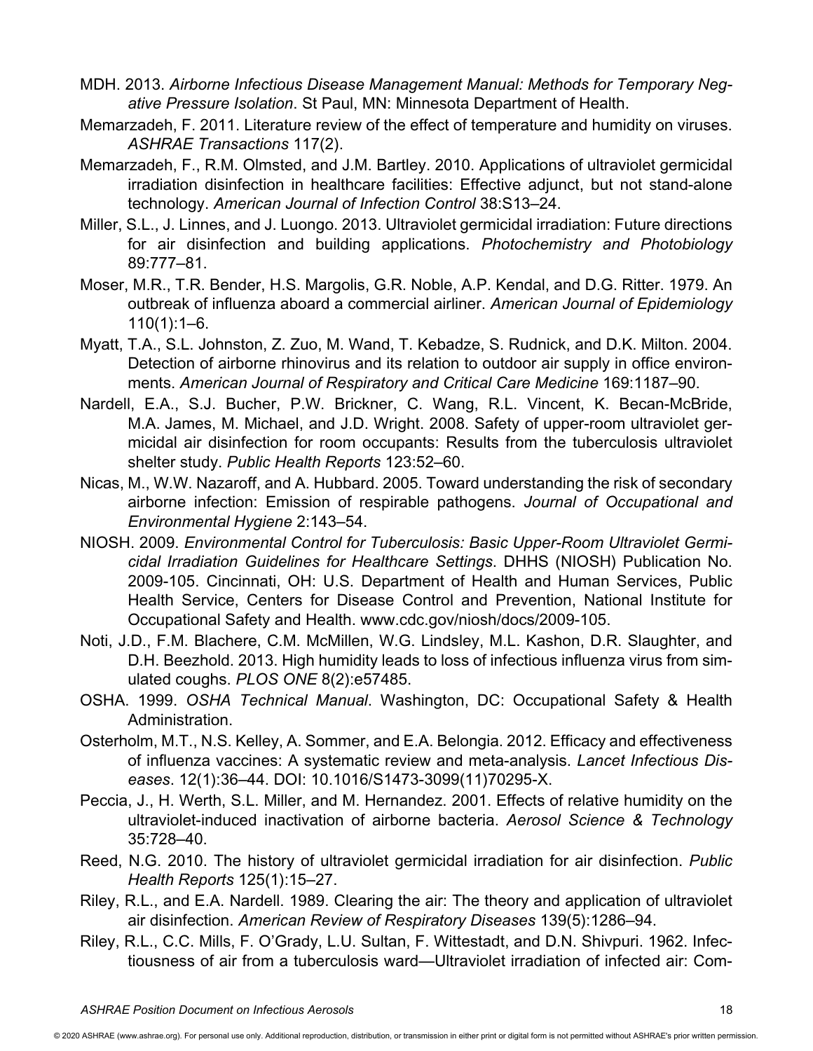MDH. 2013. *Airborne Infectious Disease Management Manual: Methods for Temporary Negative Pressure Isolation*. St Paul, MN: Minnesota Department of Health.

Memarzadeh, F. 2011. Literature review of the effect of temperature and humidity on viruses. *ASHRAE Transactions* 117(2).

Memarzadeh, F., R.M. Olmsted, and J.M. Bartley. 2010. Applications of ultraviolet germicidal irradiation disinfection in healthcare facilities: Effective adjunct, but not stand-alone technology. *American Journal of Infection Control* 38:S13–24.

Miller, S.L., J. Linnes, and J. Luongo. 2013. Ultraviolet germicidal irradiation: Future directions for air disinfection and building applications. *Photochemistry and Photobiology* 89:777–81.

Moser, M.R., T.R. Bender, H.S. Margolis, G.R. Noble, A.P. Kendal, and D.G. Ritter. 1979. An outbreak of influenza aboard a commercial airliner. *American Journal of Epidemiology* 110(1):1–6.

Myatt, T.A., S.L. Johnston, Z. Zuo, M. Wand, T. Kebadze, S. Rudnick, and D.K. Milton. 2004. Detection of airborne rhinovirus and its relation to outdoor air supply in office environments. *American Journal of Respiratory and Critical Care Medicine* 169:1187–90.

Nardell, E.A., S.J. Bucher, P.W. Brickner, C. Wang, R.L. Vincent, K. Becan-McBride, M.A. James, M. Michael, and J.D. Wright. 2008. Safety of upper-room ultraviolet germicidal air disinfection for room occupants: Results from the tuberculosis ultraviolet shelter study. *Public Health Reports* 123:52–60.

Nicas, M., W.W. Nazaroff, and A. Hubbard. 2005. Toward understanding the risk of secondary airborne infection: Emission of respirable pathogens. *Journal of Occupational and Environmental Hygiene* 2:143–54.

NIOSH. 2009. *Environmental Control for Tuberculosis: Basic Upper-Room Ultraviolet Germicidal Irradiation Guidelines for Healthcare Settings*. DHHS (NIOSH) Publication No. 2009-105. Cincinnati, OH: U.S. Department of Health and Human Services, Public Health Service, Centers for Disease Control and Prevention, National Institute for Occupational Safety and Health. www.cdc.gov/niosh/docs/2009-105.

Noti, J.D., F.M. Blachere, C.M. McMillen, W.G. Lindsley, M.L. Kashon, D.R. Slaughter, and D.H. Beezhold. 2013. High humidity leads to loss of infectious influenza virus from simulated coughs. *PLOS ONE* 8(2):e57485.

OSHA. 1999. *OSHA Technical Manual*. Washington, DC: Occupational Safety & Health Administration.

Osterholm, M.T., N.S. Kelley, A. Sommer, and E.A. Belongia. 2012. Efficacy and effectiveness of influenza vaccines: A systematic review and meta-analysis. *Lancet Infectious Diseases*. 12(1):36–44. DOI: 10.1016/S1473-3099(11)70295-X.

Peccia, J., H. Werth, S.L. Miller, and M. Hernandez. 2001. Effects of relative humidity on the ultraviolet-induced inactivation of airborne bacteria. *Aerosol Science & Technology* 35:728–40.

Reed, N.G. 2010. The history of ultraviolet germicidal irradiation for air disinfection. *Public Health Reports* 125(1):15–27.

Riley, R.L., and E.A. Nardell. 1989. Clearing the air: The theory and application of ultraviolet air disinfection. *American Review of Respiratory Diseases* 139(5):1286–94.

Riley, R.L., C.C. Mills, F. O'Grady, L.U. Sultan, F. Wittestadt, and D.N. Shivpuri. 1962. Infectiousness of air from a tuberculosis ward—Ultraviolet irradiation of infected air: Com-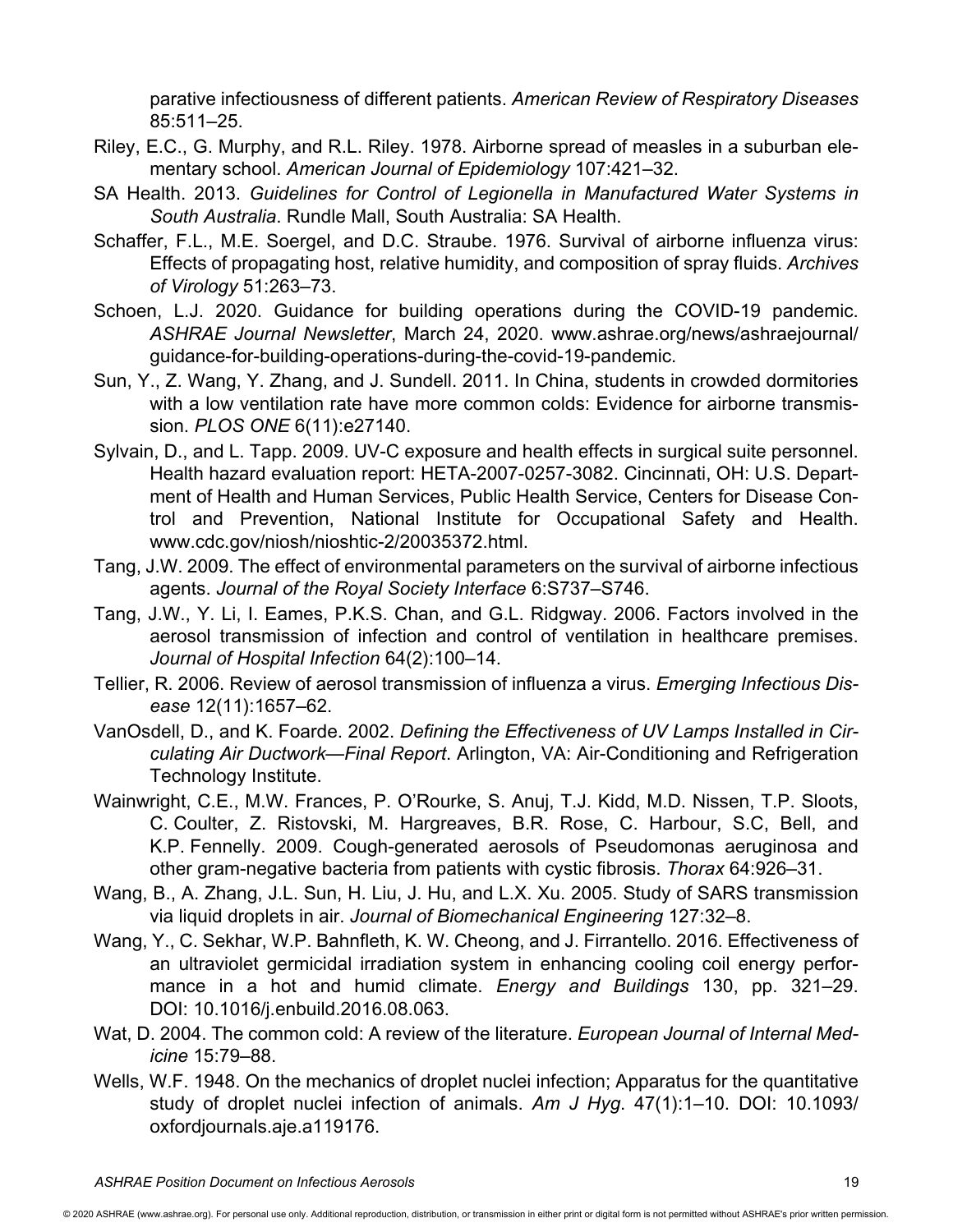parative infectiousness of different patients. *American Review of Respiratory Diseases* 85:511–25.

Riley, E.C., G. Murphy, and R.L. Riley. 1978. Airborne spread of measles in a suburban elementary school. *American Journal of Epidemiology* 107:421–32.

SA Health. 2013. *Guidelines for Control of Legionella in Manufactured Water Systems in South Australia*. Rundle Mall, South Australia: SA Health.

Schaffer, F.L., M.E. Soergel, and D.C. Straube. 1976. Survival of airborne influenza virus: Effects of propagating host, relative humidity, and composition of spray fluids. *Archives of Virology* 51:263–73.

Schoen, L.J. 2020. Guidance for building operations during the COVID-19 pandemic. *ASHRAE Journal Newsletter*, March 24, 2020. www.ashrae.org/news/ashraejournal/guidance-for-building-operations-during-the-covid-19-pandemic.

Sun, Y., Z. Wang, Y. Zhang, and J. Sundell. 2011. In China, students in crowded dormitories with a low ventilation rate have more common colds: Evidence for airborne transmission. *PLOS ONE* 6(11):e27140.

Sylvain, D., and L. Tapp. 2009. UV-C exposure and health effects in surgical suite personnel. Health hazard evaluation report: HETA-2007-0257-3082. Cincinnati, OH: U.S. Department of Health and Human Services, Public Health Service, Centers for Disease Control and Prevention, National Institute for Occupational Safety and Health. www.cdc.gov/niosh/nioshtic-2/20035372.html.

Tang, J.W. 2009. The effect of environmental parameters on the survival of airborne infectious agents. *Journal of the Royal Society Interface* 6:S737–S746.

Tang, J.W., Y. Li, I. Eames, P.K.S. Chan, and G.L. Ridgway. 2006. Factors involved in the aerosol transmission of infection and control of ventilation in healthcare premises. *Journal of Hospital Infection* 64(2):100–14.

Tellier, R. 2006. Review of aerosol transmission of influenza a virus. *Emerging Infectious Disease* 12(11):1657–62.

VanOsdell, D., and K. Foarde. 2002. *Defining the Effectiveness of UV Lamps Installed in Circulating Air Ductwork—Final Report*. Arlington, VA: Air-Conditioning and Refrigeration Technology Institute.

Wainwright, C.E., M.W. Frances, P. O'Rourke, S. Anuj, T.J. Kidd, M.D. Nissen, T.P. Sloots, C. Coulter, Z. Ristovski, M. Hargreaves, B.R. Rose, C. Harbour, S.C, Bell, and K.P. Fennelly. 2009. Cough-generated aerosols of Pseudomonas aeruginosa and other gram-negative bacteria from patients with cystic fibrosis. *Thorax* 64:926–31.

Wang, B., A. Zhang, J.L. Sun, H. Liu, J. Hu, and L.X. Xu. 2005. Study of SARS transmission via liquid droplets in air. *Journal of Biomechanical Engineering* 127:32–8.

Wang, Y., C. Sekhar, W.P. Bahnfleth, K. W. Cheong, and J. Firrantello. 2016. Effectiveness of an ultraviolet germicidal irradiation system in enhancing cooling coil energy performance in a hot and humid climate. *Energy and Buildings* 130, pp. 321–29. DOI: 10.1016/j.enbuild.2016.08.063.

Wat, D. 2004. The common cold: A review of the literature. *European Journal of Internal Medicine* 15:79–88.

Wells, W.F. 1948. On the mechanics of droplet nuclei infection; Apparatus for the quantitative study of droplet nuclei infection of animals. *Am J Hyg*. 47(1):1–10. DOI: 10.1093/oxfordjournals.aje.a119176.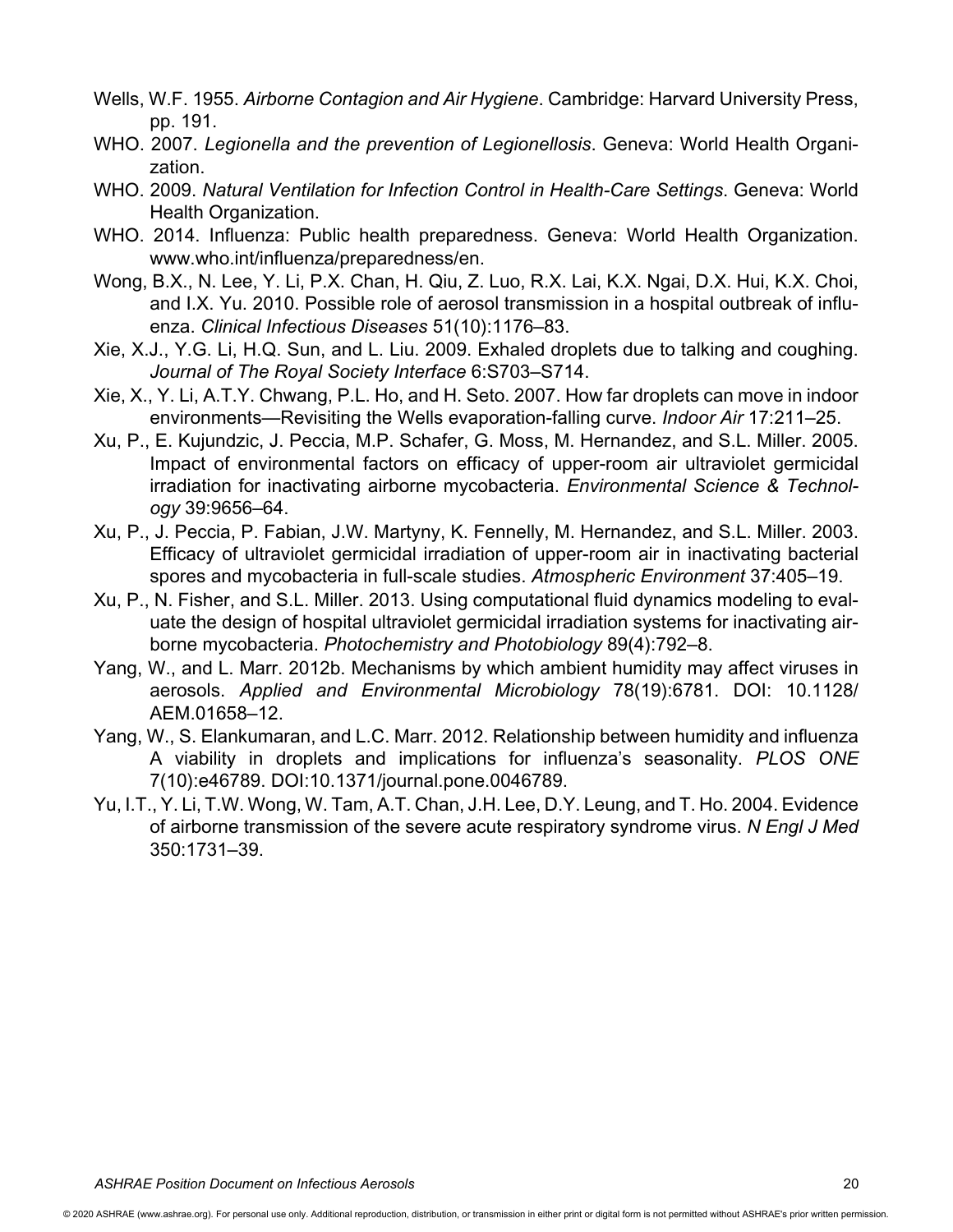Wells, W.F. 1955. *Airborne Contagion and Air Hygiene*. Cambridge: Harvard University Press, pp. 191.

WHO. 2007. *Legionella and the prevention of Legionellosis*. Geneva: World Health Organization.

WHO. 2009. *Natural Ventilation for Infection Control in Health-Care Settings*. Geneva: World Health Organization.

WHO. 2014. Influenza: Public health preparedness. Geneva: World Health Organization. www.who.int/influenza/preparedness/en.

Wong, B.X., N. Lee, Y. Li, P.X. Chan, H. Qiu, Z. Luo, R.X. Lai, K.X. Ngai, D.X. Hui, K.X. Choi, and I.X. Yu. 2010. Possible role of aerosol transmission in a hospital outbreak of influenza. *Clinical Infectious Diseases* 51(10):1176–83.

Xie, X.J., Y.G. Li, H.Q. Sun, and L. Liu. 2009. Exhaled droplets due to talking and coughing. *Journal of The Royal Society Interface* 6:S703–S714.

Xie, X., Y. Li, A.T.Y. Chwang, P.L. Ho, and H. Seto. 2007. How far droplets can move in indoor environments—Revisiting the Wells evaporation-falling curve. *Indoor Air* 17:211–25.

Xu, P., E. Kujundzic, J. Peccia, M.P. Schafer, G. Moss, M. Hernandez, and S.L. Miller. 2005. Impact of environmental factors on efficacy of upper-room air ultraviolet germicidal irradiation for inactivating airborne mycobacteria. *Environmental Science & Technology* 39:9656–64.

Xu, P., J. Peccia, P. Fabian, J.W. Martyny, K. Fennelly, M. Hernandez, and S.L. Miller. 2003. Efficacy of ultraviolet germicidal irradiation of upper-room air in inactivating bacterial spores and mycobacteria in full-scale studies. *Atmospheric Environment* 37:405–19.

Xu, P., N. Fisher, and S.L. Miller. 2013. Using computational fluid dynamics modeling to evaluate the design of hospital ultraviolet germicidal irradiation systems for inactivating airborne mycobacteria. *Photochemistry and Photobiology* 89(4):792–8.

Yang, W., and L. Marr. 2012b. Mechanisms by which ambient humidity may affect viruses in aerosols. *Applied and Environmental Microbiology* 78(19):6781. DOI: 10.1128/AEM.01658–12.

Yang, W., S. Elankumaran, and L.C. Marr. 2012. Relationship between humidity and influenza A viability in droplets and implications for influenza's seasonality. *PLOS ONE* 7(10):e46789. DOI:10.1371/journal.pone.0046789.

Yu, I.T., Y. Li, T.W. Wong, W. Tam, A.T. Chan, J.H. Lee, D.Y. Leung, and T. Ho. 2004. Evidence of airborne transmission of the severe acute respiratory syndrome virus. *N Engl J Med* 350:1731–39.